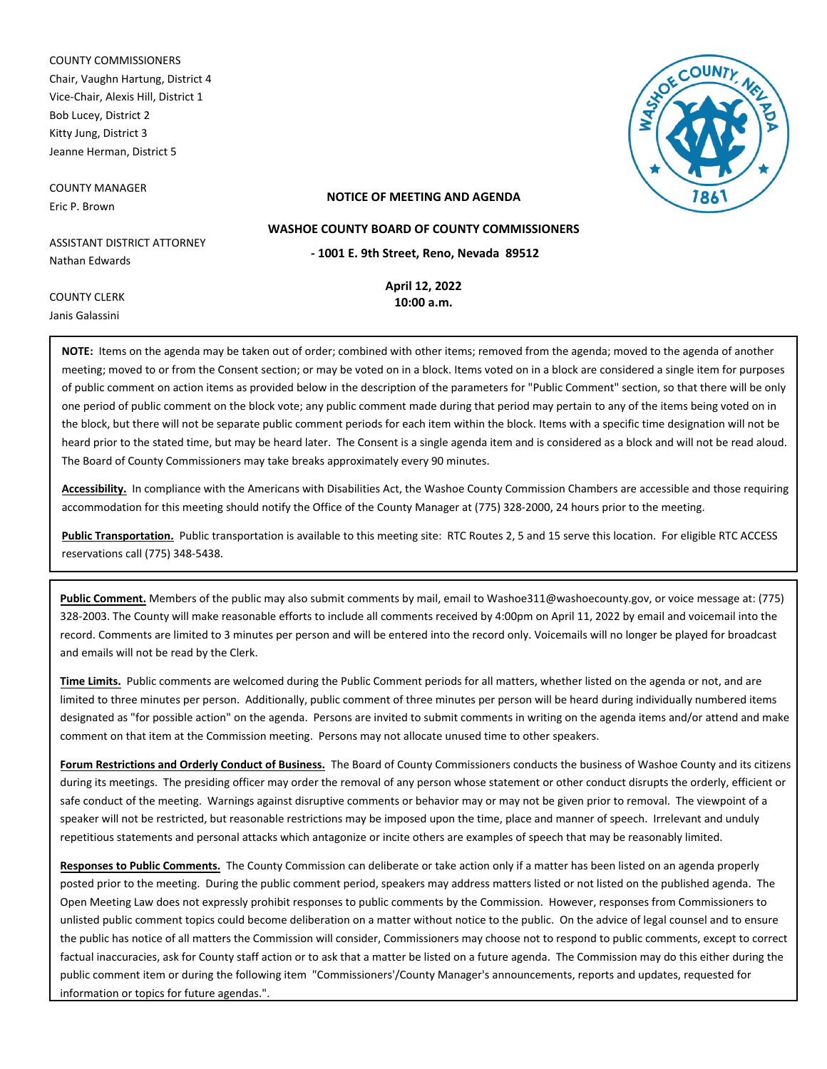COUNTY COMMISSIONERS
Chair, Vaughn Hartung, District 4
Vice-Chair, Alexis Hill, District 1
Bob Lucey, District 2
Kitty Jung, District 3
Jeanne Herman, District 5

COUNTY MANAGER
Eric P. Brown

ASSISTANT DISTRICT ATTORNEY
Nathan Edwards

COUNTY CLERK
Janis Galassini

**NOTICE OF MEETING AND AGENDA**

**WASHOE COUNTY BOARD OF COUNTY COMMISSIONERS**

**- 1001 E. 9th Street, Reno, Nevada 89512**

**April 12, 2022**
**10:00 a.m.**

**NOTE:** Items on the agenda may be taken out of order; combined with other items; removed from the agenda; moved to the agenda of another meeting; moved to or from the Consent section; or may be voted on in a block. Items voted on in a block are considered a single item for purposes of public comment on action items as provided below in the description of the parameters for "Public Comment" section, so that there will be only one period of public comment on the block vote; any public comment made during that period may pertain to any of the items being voted on in the block, but there will not be separate public comment periods for each item within the block. Items with a specific time designation will not be heard prior to the stated time, but may be heard later. The Consent is a single agenda item and is considered as a block and will not be read aloud. The Board of County Commissioners may take breaks approximately every 90 minutes.

**Accessibility.** In compliance with the Americans with Disabilities Act, the Washoe County Commission Chambers are accessible and those requiring accommodation for this meeting should notify the Office of the County Manager at (775) 328-2000, 24 hours prior to the meeting.

**Public Transportation.** Public transportation is available to this meeting site: RTC Routes 2, 5 and 15 serve this location. For eligible RTC ACCESS reservations call (775) 348-5438.

**Public Comment.** Members of the public may also submit comments by mail, email to Washoe311@washoecounty.gov, or voice message at: (775) 328-2003. The County will make reasonable efforts to include all comments received by 4:00pm on April 11, 2022 by email and voicemail into the record. Comments are limited to 3 minutes per person and will be entered into the record only. Voicemails will no longer be played for broadcast and emails will not be read by the Clerk.

**Time Limits.** Public comments are welcomed during the Public Comment periods for all matters, whether listed on the agenda or not, and are limited to three minutes per person. Additionally, public comment of three minutes per person will be heard during individually numbered items designated as "for possible action" on the agenda. Persons are invited to submit comments in writing on the agenda items and/or attend and make comment on that item at the Commission meeting. Persons may not allocate unused time to other speakers.

**Forum Restrictions and Orderly Conduct of Business.** The Board of County Commissioners conducts the business of Washoe County and its citizens during its meetings. The presiding officer may order the removal of any person whose statement or other conduct disrupts the orderly, efficient or safe conduct of the meeting. Warnings against disruptive comments or behavior may or may not be given prior to removal. The viewpoint of a speaker will not be restricted, but reasonable restrictions may be imposed upon the time, place and manner of speech. Irrelevant and unduly repetitious statements and personal attacks which antagonize or incite others are examples of speech that may be reasonably limited.

**Responses to Public Comments.** The County Commission can deliberate or take action only if a matter has been listed on an agenda properly posted prior to the meeting. During the public comment period, speakers may address matters listed or not listed on the published agenda. The Open Meeting Law does not expressly prohibit responses to public comments by the Commission. However, responses from Commissioners to unlisted public comment topics could become deliberation on a matter without notice to the public. On the advice of legal counsel and to ensure the public has notice of all matters the Commission will consider, Commissioners may choose not to respond to public comments, except to correct factual inaccuracies, ask for County staff action or to ask that a matter be listed on a future agenda. The Commission may do this either during the public comment item or during the following item "Commissioners'/County Manager's announcements, reports and updates, requested for information or topics for future agendas.".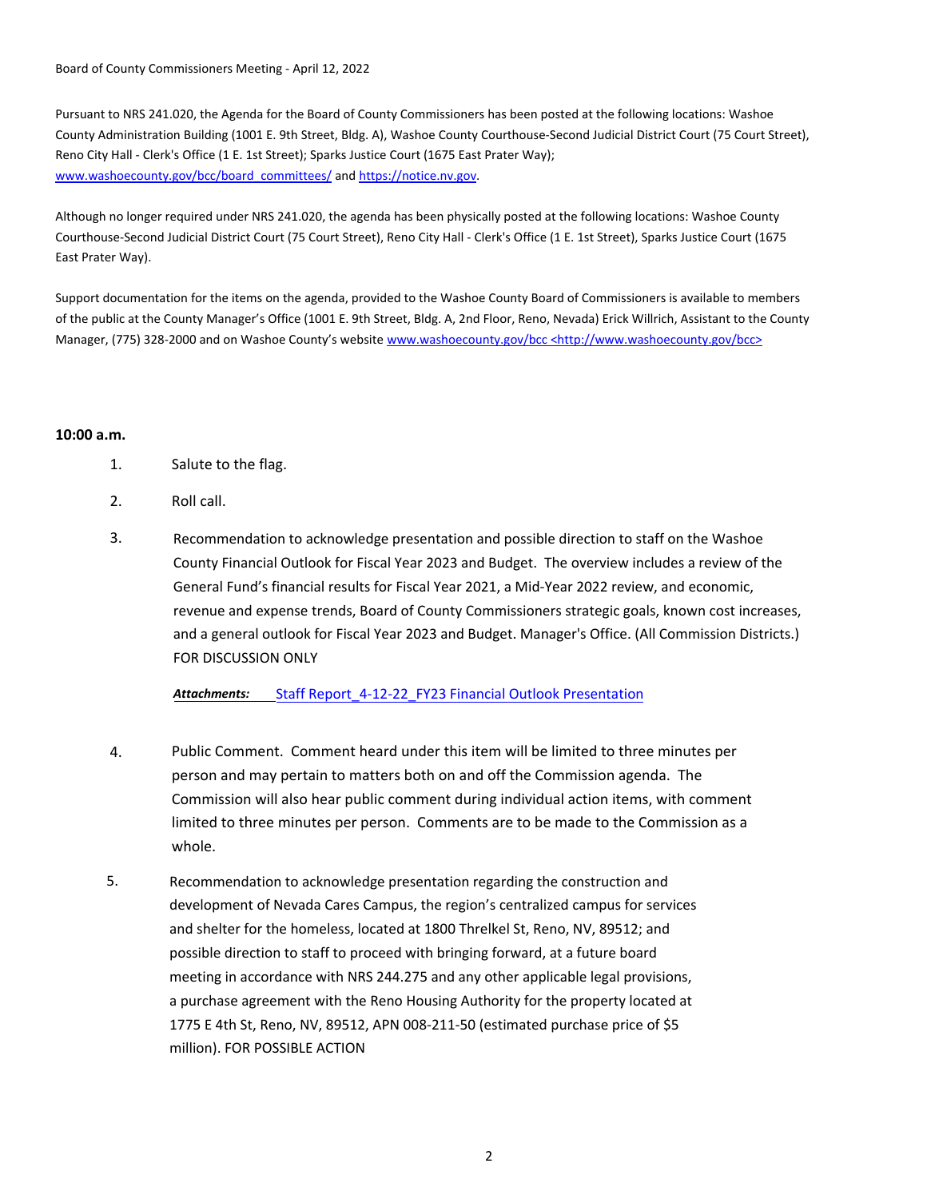Board of County Commissioners Meeting - April 12, 2022

Pursuant to NRS 241.020, the Agenda for the Board of County Commissioners has been posted at the following locations: Washoe County Administration Building (1001 E. 9th Street, Bldg. A), Washoe County Courthouse-Second Judicial District Court (75 Court Street), Reno City Hall - Clerk's Office (1 E. 1st Street); Sparks Justice Court (1675 East Prater Way); www.washoecounty.gov/bcc/board_committees/ and https://notice.nv.gov.

Although no longer required under NRS 241.020, the agenda has been physically posted at the following locations: Washoe County Courthouse-Second Judicial District Court (75 Court Street), Reno City Hall - Clerk's Office (1 E. 1st Street), Sparks Justice Court (1675 East Prater Way).

Support documentation for the items on the agenda, provided to the Washoe County Board of Commissioners is available to members of the public at the County Manager's Office (1001 E. 9th Street, Bldg. A, 2nd Floor, Reno, Nevada) Erick Willrich, Assistant to the County Manager, (775) 328-2000 and on Washoe County's website www.washoecounty.gov/bcc <http://www.washoecounty.gov/bcc>

**10:00 a.m.**

1. Salute to the flag.

2. Roll call.

3. Recommendation to acknowledge presentation and possible direction to staff on the Washoe County Financial Outlook for Fiscal Year 2023 and Budget. The overview includes a review of the General Fund's financial results for Fiscal Year 2021, a Mid-Year 2022 review, and economic, revenue and expense trends, Board of County Commissioners strategic goals, known cost increases, and a general outlook for Fiscal Year 2023 and Budget. Manager's Office. (All Commission Districts.) FOR DISCUSSION ONLY

   ***Attachments:*** Staff Report_4-12-22_FY23 Financial Outlook Presentation

4. Public Comment. Comment heard under this item will be limited to three minutes per person and may pertain to matters both on and off the Commission agenda. The Commission will also hear public comment during individual action items, with comment limited to three minutes per person. Comments are to be made to the Commission as a whole.

5. Recommendation to acknowledge presentation regarding the construction and development of Nevada Cares Campus, the region's centralized campus for services and shelter for the homeless, located at 1800 Threlkel St, Reno, NV, 89512; and possible direction to staff to proceed with bringing forward, at a future board meeting in accordance with NRS 244.275 and any other applicable legal provisions, a purchase agreement with the Reno Housing Authority for the property located at 1775 E 4th St, Reno, NV, 89512, APN 008-211-50 (estimated purchase price of $5 million). FOR POSSIBLE ACTION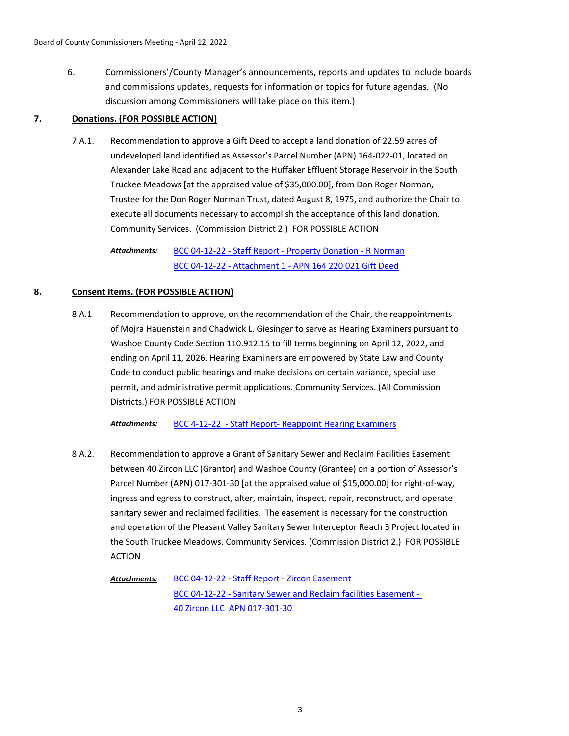6. Commissioners'/County Manager's announcements, reports and updates to include boards and commissions updates, requests for information or topics for future agendas. (No discussion among Commissioners will take place on this item.)

## 7. Donations. (FOR POSSIBLE ACTION)

7.A.1. Recommendation to approve a Gift Deed to accept a land donation of 22.59 acres of undeveloped land identified as Assessor's Parcel Number (APN) 164-022-01, located on Alexander Lake Road and adjacent to the Huffaker Effluent Storage Reservoir in the South Truckee Meadows [at the appraised value of $35,000.00], from Don Roger Norman, Trustee for the Don Roger Norman Trust, dated August 8, 1975, and authorize the Chair to execute all documents necessary to accomplish the acceptance of this land donation. Community Services. (Commission District 2.) FOR POSSIBLE ACTION

***Attachments:*** BCC 04-12-22 - Staff Report - Property Donation - R Norman
BCC 04-12-22 - Attachment 1 - APN 164 220 021 Gift Deed

## 8. Consent Items. (FOR POSSIBLE ACTION)

8.A.1 Recommendation to approve, on the recommendation of the Chair, the reappointments of Mojra Hauenstein and Chadwick L. Giesinger to serve as Hearing Examiners pursuant to Washoe County Code Section 110.912.15 to fill terms beginning on April 12, 2022, and ending on April 11, 2026. Hearing Examiners are empowered by State Law and County Code to conduct public hearings and make decisions on certain variance, special use permit, and administrative permit applications. Community Services. (All Commission Districts.) FOR POSSIBLE ACTION

***Attachments:*** BCC 4-12-22 - Staff Report- Reappoint Hearing Examiners

8.A.2. Recommendation to approve a Grant of Sanitary Sewer and Reclaim Facilities Easement between 40 Zircon LLC (Grantor) and Washoe County (Grantee) on a portion of Assessor's Parcel Number (APN) 017-301-30 [at the appraised value of $15,000.00] for right-of-way, ingress and egress to construct, alter, maintain, inspect, repair, reconstruct, and operate sanitary sewer and reclaimed facilities. The easement is necessary for the construction and operation of the Pleasant Valley Sanitary Sewer Interceptor Reach 3 Project located in the South Truckee Meadows. Community Services. (Commission District 2.) FOR POSSIBLE ACTION

***Attachments:*** BCC 04-12-22 - Staff Report - Zircon Easement
BCC 04-12-22 - Sanitary Sewer and Reclaim facilities Easement - 40 Zircon LLC APN 017-301-30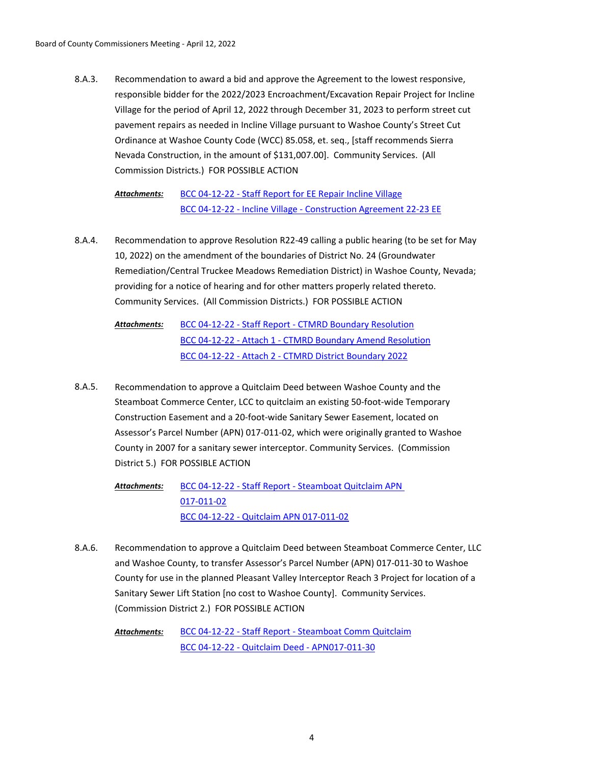8.A.3. Recommendation to award a bid and approve the Agreement to the lowest responsive, responsible bidder for the 2022/2023 Encroachment/Excavation Repair Project for Incline Village for the period of April 12, 2022 through December 31, 2023 to perform street cut pavement repairs as needed in Incline Village pursuant to Washoe County's Street Cut Ordinance at Washoe County Code (WCC) 85.058, et. seq., [staff recommends Sierra Nevada Construction, in the amount of $131,007.00]. Community Services. (All Commission Districts.) FOR POSSIBLE ACTION

***Attachments:*** BCC 04-12-22 - Staff Report for EE Repair Incline Village
BCC 04-12-22 - Incline Village - Construction Agreement 22-23 EE

8.A.4. Recommendation to approve Resolution R22-49 calling a public hearing (to be set for May 10, 2022) on the amendment of the boundaries of District No. 24 (Groundwater Remediation/Central Truckee Meadows Remediation District) in Washoe County, Nevada; providing for a notice of hearing and for other matters properly related thereto. Community Services. (All Commission Districts.) FOR POSSIBLE ACTION

***Attachments:*** BCC 04-12-22 - Staff Report - CTMRD Boundary Resolution
BCC 04-12-22 - Attach 1 - CTMRD Boundary Amend Resolution
BCC 04-12-22 - Attach 2 - CTMRD District Boundary 2022

8.A.5. Recommendation to approve a Quitclaim Deed between Washoe County and the Steamboat Commerce Center, LCC to quitclaim an existing 50-foot-wide Temporary Construction Easement and a 20-foot-wide Sanitary Sewer Easement, located on Assessor's Parcel Number (APN) 017-011-02, which were originally granted to Washoe County in 2007 for a sanitary sewer interceptor. Community Services. (Commission District 5.) FOR POSSIBLE ACTION

***Attachments:*** BCC 04-12-22 - Staff Report - Steamboat Quitclaim APN 017-011-02
BCC 04-12-22 - Quitclaim APN 017-011-02

8.A.6. Recommendation to approve a Quitclaim Deed between Steamboat Commerce Center, LLC and Washoe County, to transfer Assessor's Parcel Number (APN) 017-011-30 to Washoe County for use in the planned Pleasant Valley Interceptor Reach 3 Project for location of a Sanitary Sewer Lift Station [no cost to Washoe County]. Community Services. (Commission District 2.) FOR POSSIBLE ACTION

***Attachments:*** BCC 04-12-22 - Staff Report - Steamboat Comm Quitclaim
BCC 04-12-22 - Quitclaim Deed - APN017-011-30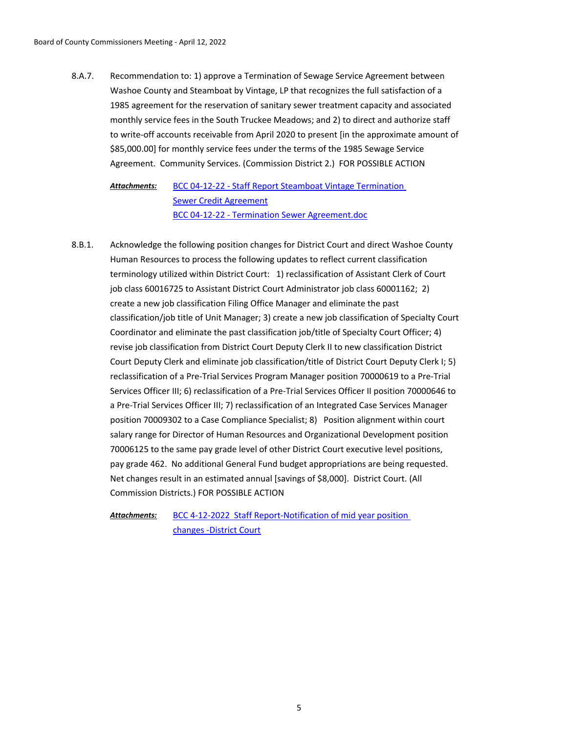8.A.7. Recommendation to: 1) approve a Termination of Sewage Service Agreement between Washoe County and Steamboat by Vintage, LP that recognizes the full satisfaction of a 1985 agreement for the reservation of sanitary sewer treatment capacity and associated monthly service fees in the South Truckee Meadows; and 2) to direct and authorize staff to write-off accounts receivable from April 2020 to present [in the approximate amount of $85,000.00] for monthly service fees under the terms of the 1985 Sewage Service Agreement. Community Services. (Commission District 2.) FOR POSSIBLE ACTION

***Attachments:*** BCC 04-12-22 - Staff Report Steamboat Vintage Termination
Sewer Credit Agreement
BCC 04-12-22 - Termination Sewer Agreement.doc

8.B.1. Acknowledge the following position changes for District Court and direct Washoe County Human Resources to process the following updates to reflect current classification terminology utilized within District Court: 1) reclassification of Assistant Clerk of Court job class 60016725 to Assistant District Court Administrator job class 60001162; 2) create a new job classification Filing Office Manager and eliminate the past classification/job title of Unit Manager; 3) create a new job classification of Specialty Court Coordinator and eliminate the past classification job/title of Specialty Court Officer; 4) revise job classification from District Court Deputy Clerk II to new classification District Court Deputy Clerk and eliminate job classification/title of District Court Deputy Clerk I; 5) reclassification of a Pre-Trial Services Program Manager position 70000619 to a Pre-Trial Services Officer III; 6) reclassification of a Pre-Trial Services Officer II position 70000646 to a Pre-Trial Services Officer III; 7) reclassification of an Integrated Case Services Manager position 70009302 to a Case Compliance Specialist; 8) Position alignment within court salary range for Director of Human Resources and Organizational Development position 70006125 to the same pay grade level of other District Court executive level positions, pay grade 462. No additional General Fund budget appropriations are being requested. Net changes result in an estimated annual [savings of $8,000]. District Court. (All Commission Districts.) FOR POSSIBLE ACTION

***Attachments:*** BCC 4-12-2022 Staff Report-Notification of mid year position changes -District Court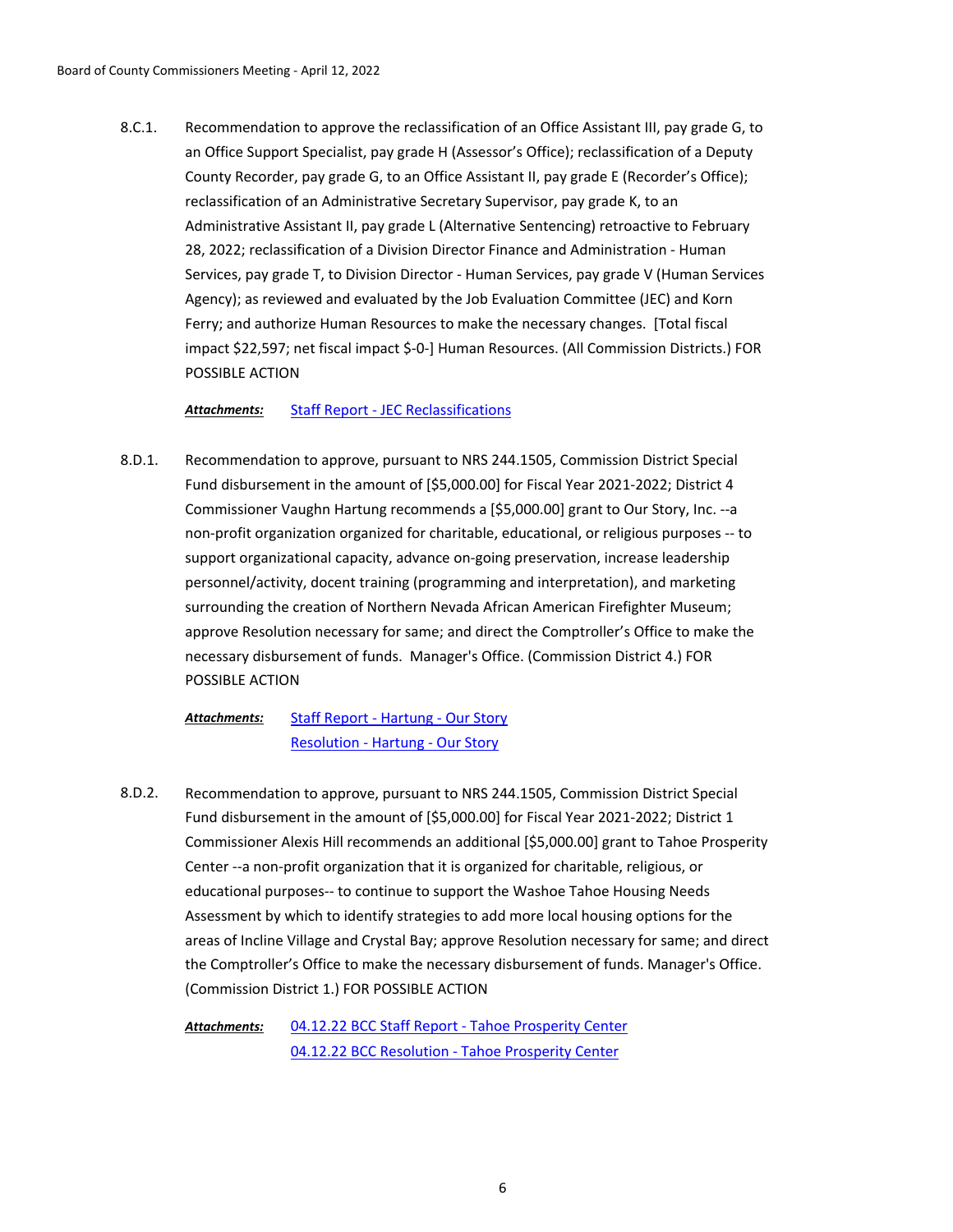8.C.1. Recommendation to approve the reclassification of an Office Assistant III, pay grade G, to an Office Support Specialist, pay grade H (Assessor's Office); reclassification of a Deputy County Recorder, pay grade G, to an Office Assistant II, pay grade E (Recorder's Office); reclassification of an Administrative Secretary Supervisor, pay grade K, to an Administrative Assistant II, pay grade L (Alternative Sentencing) retroactive to February 28, 2022; reclassification of a Division Director Finance and Administration - Human Services, pay grade T, to Division Director - Human Services, pay grade V (Human Services Agency); as reviewed and evaluated by the Job Evaluation Committee (JEC) and Korn Ferry; and authorize Human Resources to make the necessary changes. [Total fiscal impact $22,597; net fiscal impact $-0-] Human Resources. (All Commission Districts.) FOR POSSIBLE ACTION

***Attachments:*** Staff Report - JEC Reclassifications

8.D.1. Recommendation to approve, pursuant to NRS 244.1505, Commission District Special Fund disbursement in the amount of [$5,000.00] for Fiscal Year 2021-2022; District 4 Commissioner Vaughn Hartung recommends a [$5,000.00] grant to Our Story, Inc. --a non-profit organization organized for charitable, educational, or religious purposes -- to support organizational capacity, advance on-going preservation, increase leadership personnel/activity, docent training (programming and interpretation), and marketing surrounding the creation of Northern Nevada African American Firefighter Museum; approve Resolution necessary for same; and direct the Comptroller's Office to make the necessary disbursement of funds. Manager's Office. (Commission District 4.) FOR POSSIBLE ACTION

***Attachments:*** Staff Report - Hartung - Our Story
Resolution - Hartung - Our Story

8.D.2. Recommendation to approve, pursuant to NRS 244.1505, Commission District Special Fund disbursement in the amount of [$5,000.00] for Fiscal Year 2021-2022; District 1 Commissioner Alexis Hill recommends an additional [$5,000.00] grant to Tahoe Prosperity Center --a non-profit organization that it is organized for charitable, religious, or educational purposes-- to continue to support the Washoe Tahoe Housing Needs Assessment by which to identify strategies to add more local housing options for the areas of Incline Village and Crystal Bay; approve Resolution necessary for same; and direct the Comptroller's Office to make the necessary disbursement of funds. Manager's Office. (Commission District 1.) FOR POSSIBLE ACTION

***Attachments:*** 04.12.22 BCC Staff Report - Tahoe Prosperity Center
04.12.22 BCC Resolution - Tahoe Prosperity Center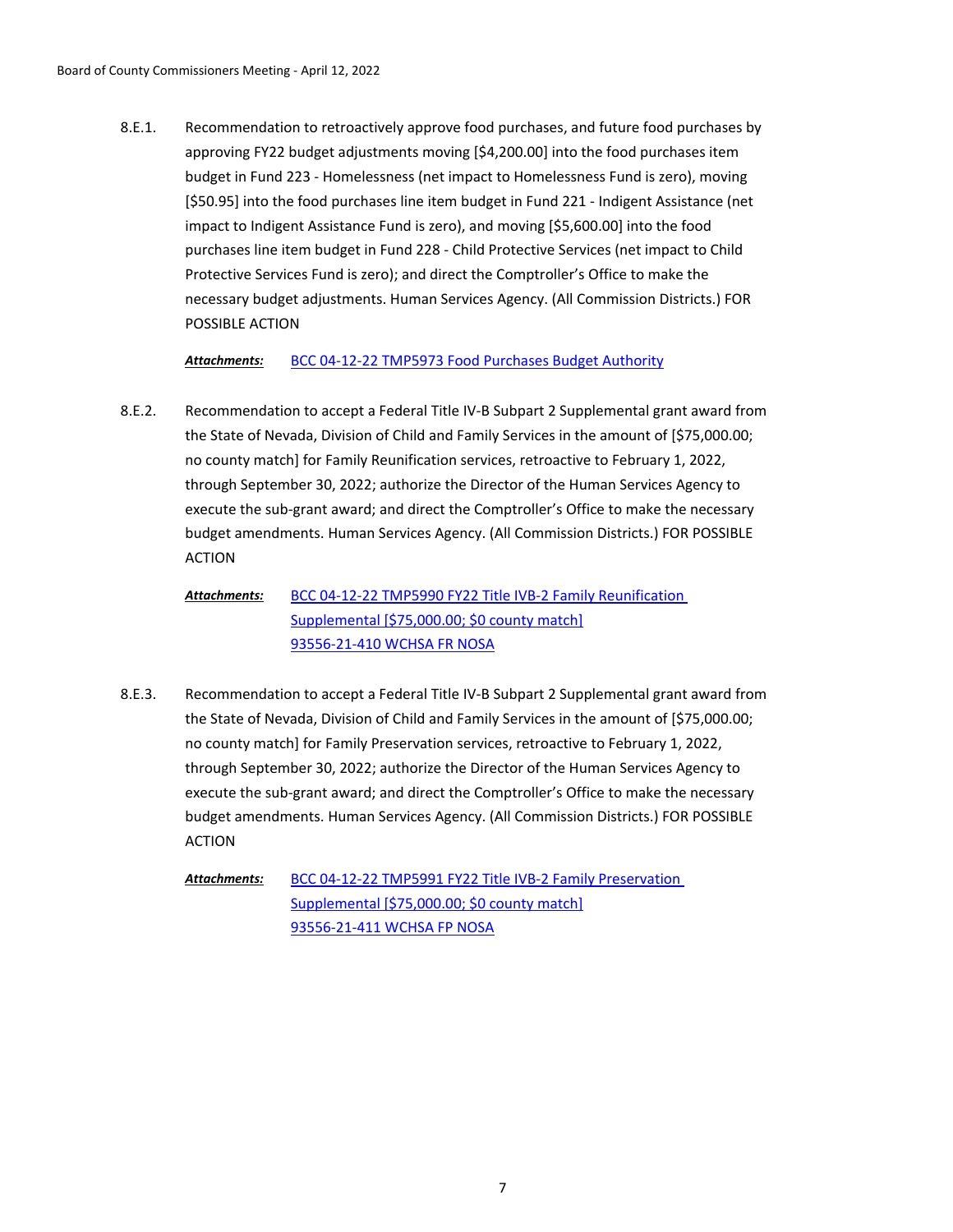8.E.1. Recommendation to retroactively approve food purchases, and future food purchases by approving FY22 budget adjustments moving [$4,200.00] into the food purchases item budget in Fund 223 - Homelessness (net impact to Homelessness Fund is zero), moving [$50.95] into the food purchases line item budget in Fund 221 - Indigent Assistance (net impact to Indigent Assistance Fund is zero), and moving [$5,600.00] into the food purchases line item budget in Fund 228 - Child Protective Services (net impact to Child Protective Services Fund is zero); and direct the Comptroller's Office to make the necessary budget adjustments. Human Services Agency. (All Commission Districts.) FOR POSSIBLE ACTION

***Attachments:*** BCC 04-12-22 TMP5973 Food Purchases Budget Authority

8.E.2. Recommendation to accept a Federal Title IV-B Subpart 2 Supplemental grant award from the State of Nevada, Division of Child and Family Services in the amount of [$75,000.00; no county match] for Family Reunification services, retroactive to February 1, 2022, through September 30, 2022; authorize the Director of the Human Services Agency to execute the sub-grant award; and direct the Comptroller's Office to make the necessary budget amendments. Human Services Agency. (All Commission Districts.) FOR POSSIBLE ACTION

***Attachments:*** BCC 04-12-22 TMP5990 FY22 Title IVB-2 Family Reunification Supplemental [$75,000.00; $0 county match]
93556-21-410 WCHSA FR NOSA

8.E.3. Recommendation to accept a Federal Title IV-B Subpart 2 Supplemental grant award from the State of Nevada, Division of Child and Family Services in the amount of [$75,000.00; no county match] for Family Preservation services, retroactive to February 1, 2022, through September 30, 2022; authorize the Director of the Human Services Agency to execute the sub-grant award; and direct the Comptroller's Office to make the necessary budget amendments. Human Services Agency. (All Commission Districts.) FOR POSSIBLE ACTION

***Attachments:*** BCC 04-12-22 TMP5991 FY22 Title IVB-2 Family Preservation Supplemental [$75,000.00; $0 county match]
93556-21-411 WCHSA FP NOSA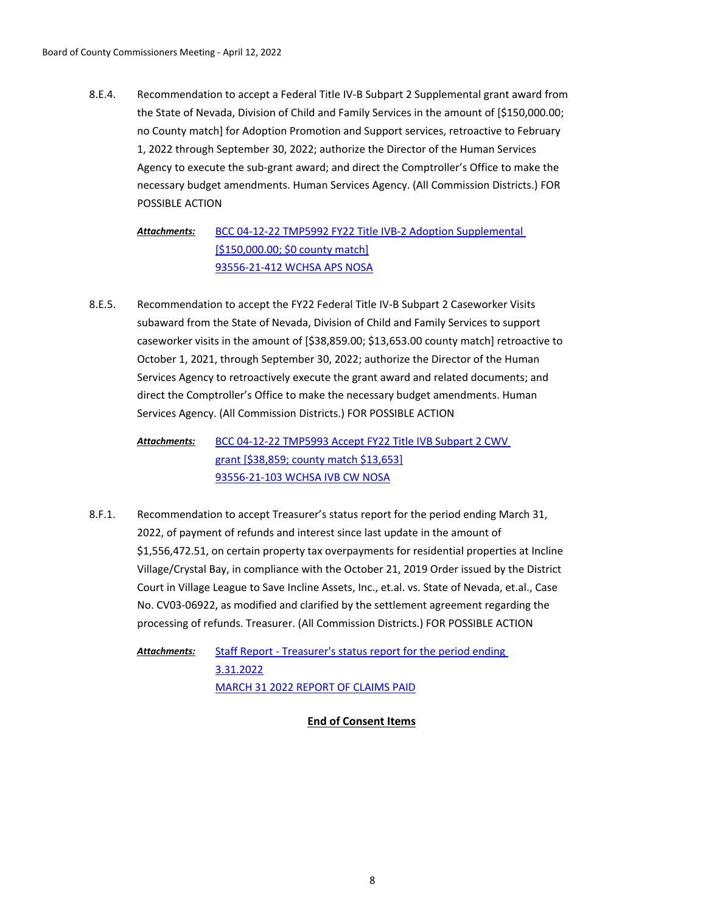8.E.4. Recommendation to accept a Federal Title IV-B Subpart 2 Supplemental grant award from the State of Nevada, Division of Child and Family Services in the amount of [$150,000.00; no County match] for Adoption Promotion and Support services, retroactive to February 1, 2022 through September 30, 2022; authorize the Director of the Human Services Agency to execute the sub-grant award; and direct the Comptroller's Office to make the necessary budget amendments. Human Services Agency. (All Commission Districts.) FOR POSSIBLE ACTION

***Attachments:*** BCC 04-12-22 TMP5992 FY22 Title IVB-2 Adoption Supplemental [$150,000.00; $0 county match]
93556-21-412 WCHSA APS NOSA

8.E.5. Recommendation to accept the FY22 Federal Title IV-B Subpart 2 Caseworker Visits subaward from the State of Nevada, Division of Child and Family Services to support caseworker visits in the amount of [$38,859.00; $13,653.00 county match] retroactive to October 1, 2021, through September 30, 2022; authorize the Director of the Human Services Agency to retroactively execute the grant award and related documents; and direct the Comptroller's Office to make the necessary budget amendments. Human Services Agency. (All Commission Districts.) FOR POSSIBLE ACTION

***Attachments:*** BCC 04-12-22 TMP5993 Accept FY22 Title IVB Subpart 2 CWV grant [$38,859; county match $13,653]
93556-21-103 WCHSA IVB CW NOSA

8.F.1. Recommendation to accept Treasurer's status report for the period ending March 31, 2022, of payment of refunds and interest since last update in the amount of $1,556,472.51, on certain property tax overpayments for residential properties at Incline Village/Crystal Bay, in compliance with the October 21, 2019 Order issued by the District Court in Village League to Save Incline Assets, Inc., et.al. vs. State of Nevada, et.al., Case No. CV03-06922, as modified and clarified by the settlement agreement regarding the processing of refunds. Treasurer. (All Commission Districts.) FOR POSSIBLE ACTION

***Attachments:*** Staff Report - Treasurer's status report for the period ending 3.31.2022
MARCH 31 2022 REPORT OF CLAIMS PAID

**End of Consent Items**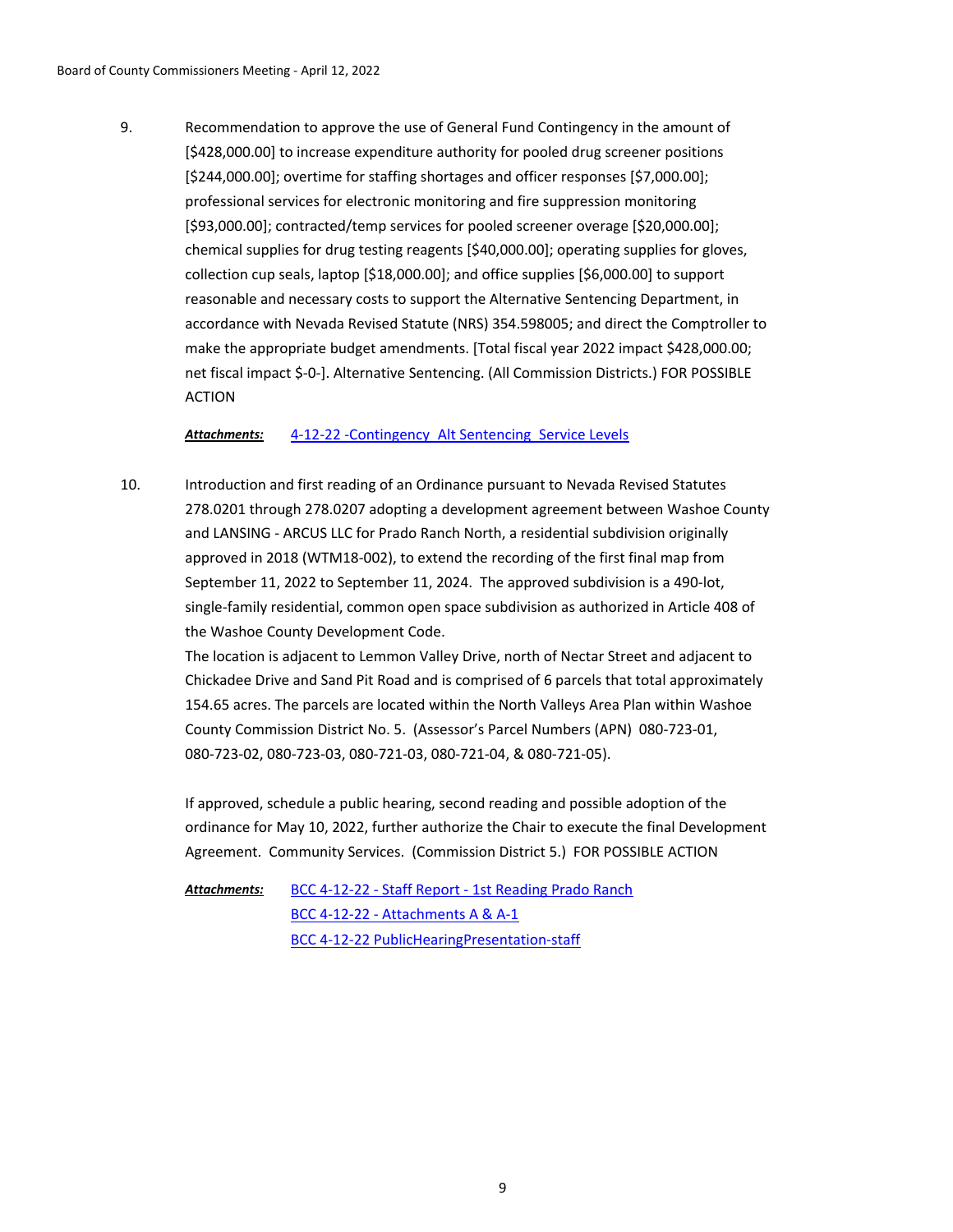9. Recommendation to approve the use of General Fund Contingency in the amount of [$428,000.00] to increase expenditure authority for pooled drug screener positions [$244,000.00]; overtime for staffing shortages and officer responses [$7,000.00]; professional services for electronic monitoring and fire suppression monitoring [$93,000.00]; contracted/temp services for pooled screener overage [$20,000.00]; chemical supplies for drug testing reagents [$40,000.00]; operating supplies for gloves, collection cup seals, laptop [$18,000.00]; and office supplies [$6,000.00] to support reasonable and necessary costs to support the Alternative Sentencing Department, in accordance with Nevada Revised Statute (NRS) 354.598005; and direct the Comptroller to make the appropriate budget amendments. [Total fiscal year 2022 impact $428,000.00; net fiscal impact $-0-]. Alternative Sentencing. (All Commission Districts.) FOR POSSIBLE ACTION

***Attachments:*** 4-12-22 -Contingency Alt Sentencing Service Levels

10. Introduction and first reading of an Ordinance pursuant to Nevada Revised Statutes 278.0201 through 278.0207 adopting a development agreement between Washoe County and LANSING - ARCUS LLC for Prado Ranch North, a residential subdivision originally approved in 2018 (WTM18-002), to extend the recording of the first final map from September 11, 2022 to September 11, 2024. The approved subdivision is a 490-lot, single-family residential, common open space subdivision as authorized in Article 408 of the Washoe County Development Code.
The location is adjacent to Lemmon Valley Drive, north of Nectar Street and adjacent to Chickadee Drive and Sand Pit Road and is comprised of 6 parcels that total approximately 154.65 acres. The parcels are located within the North Valleys Area Plan within Washoe County Commission District No. 5. (Assessor's Parcel Numbers (APN) 080-723-01, 080-723-02, 080-723-03, 080-721-03, 080-721-04, & 080-721-05).

If approved, schedule a public hearing, second reading and possible adoption of the ordinance for May 10, 2022, further authorize the Chair to execute the final Development Agreement. Community Services. (Commission District 5.) FOR POSSIBLE ACTION

***Attachments:*** BCC 4-12-22 - Staff Report - 1st Reading Prado Ranch
BCC 4-12-22 - Attachments A & A-1
BCC 4-12-22 PublicHearingPresentation-staff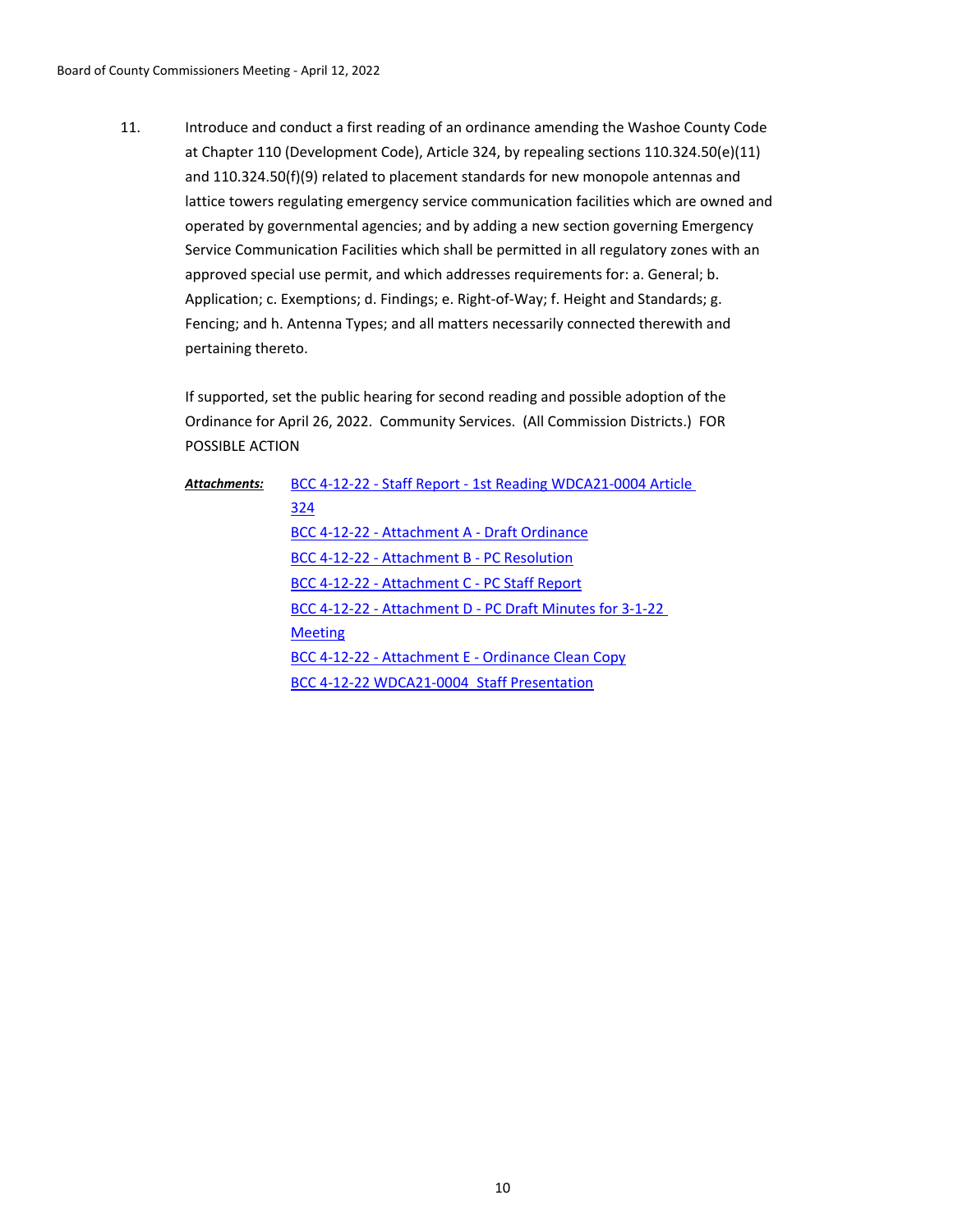11. Introduce and conduct a first reading of an ordinance amending the Washoe County Code at Chapter 110 (Development Code), Article 324, by repealing sections 110.324.50(e)(11) and 110.324.50(f)(9) related to placement standards for new monopole antennas and lattice towers regulating emergency service communication facilities which are owned and operated by governmental agencies; and by adding a new section governing Emergency Service Communication Facilities which shall be permitted in all regulatory zones with an approved special use permit, and which addresses requirements for: a. General; b. Application; c. Exemptions; d. Findings; e. Right-of-Way; f. Height and Standards; g. Fencing; and h. Antenna Types; and all matters necessarily connected therewith and pertaining thereto.

    If supported, set the public hearing for second reading and possible adoption of the Ordinance for April 26, 2022. Community Services. (All Commission Districts.) FOR POSSIBLE ACTION

***Attachments:***
BCC 4-12-22 - Staff Report - 1st Reading WDCA21-0004 Article 324
BCC 4-12-22 - Attachment A - Draft Ordinance
BCC 4-12-22 - Attachment B - PC Resolution
BCC 4-12-22 - Attachment C - PC Staff Report
BCC 4-12-22 - Attachment D - PC Draft Minutes for 3-1-22 Meeting
BCC 4-12-22 - Attachment E - Ordinance Clean Copy
BCC 4-12-22 WDCA21-0004 Staff Presentation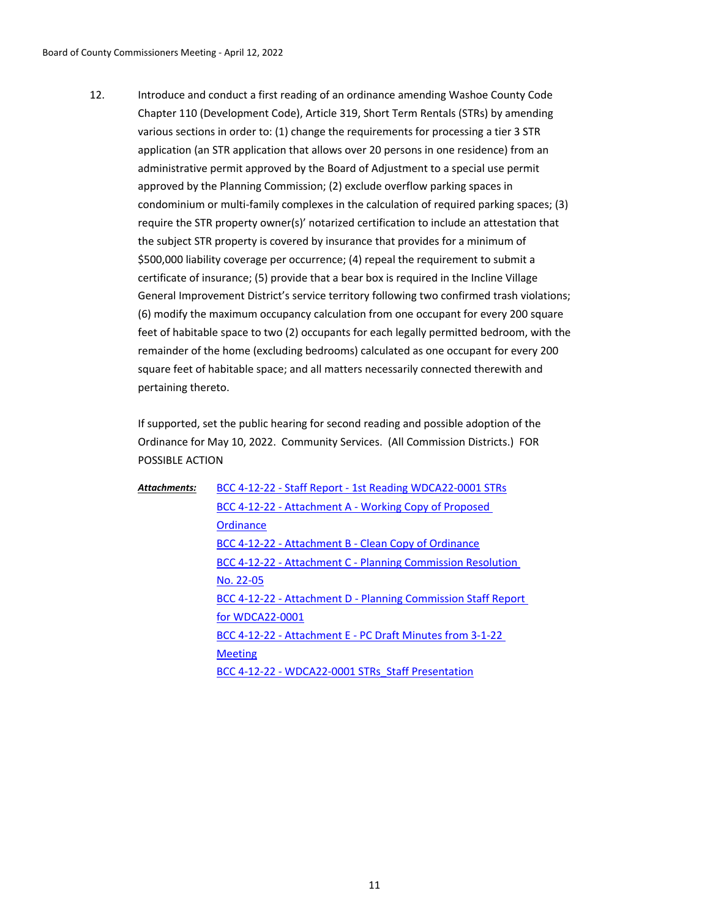12. Introduce and conduct a first reading of an ordinance amending Washoe County Code Chapter 110 (Development Code), Article 319, Short Term Rentals (STRs) by amending various sections in order to: (1) change the requirements for processing a tier 3 STR application (an STR application that allows over 20 persons in one residence) from an administrative permit approved by the Board of Adjustment to a special use permit approved by the Planning Commission; (2) exclude overflow parking spaces in condominium or multi-family complexes in the calculation of required parking spaces; (3) require the STR property owner(s)' notarized certification to include an attestation that the subject STR property is covered by insurance that provides for a minimum of $500,000 liability coverage per occurrence; (4) repeal the requirement to submit a certificate of insurance; (5) provide that a bear box is required in the Incline Village General Improvement District's service territory following two confirmed trash violations; (6) modify the maximum occupancy calculation from one occupant for every 200 square feet of habitable space to two (2) occupants for each legally permitted bedroom, with the remainder of the home (excluding bedrooms) calculated as one occupant for every 200 square feet of habitable space; and all matters necessarily connected therewith and pertaining thereto.

    If supported, set the public hearing for second reading and possible adoption of the Ordinance for May 10, 2022. Community Services. (All Commission Districts.) FOR POSSIBLE ACTION

    ***Attachments:***
    - BCC 4-12-22 - Staff Report - 1st Reading WDCA22-0001 STRs
    - BCC 4-12-22 - Attachment A - Working Copy of Proposed Ordinance
    - BCC 4-12-22 - Attachment B - Clean Copy of Ordinance
    - BCC 4-12-22 - Attachment C - Planning Commission Resolution No. 22-05
    - BCC 4-12-22 - Attachment D - Planning Commission Staff Report for WDCA22-0001
    - BCC 4-12-22 - Attachment E - PC Draft Minutes from 3-1-22 Meeting
    - BCC 4-12-22 - WDCA22-0001 STRs_Staff Presentation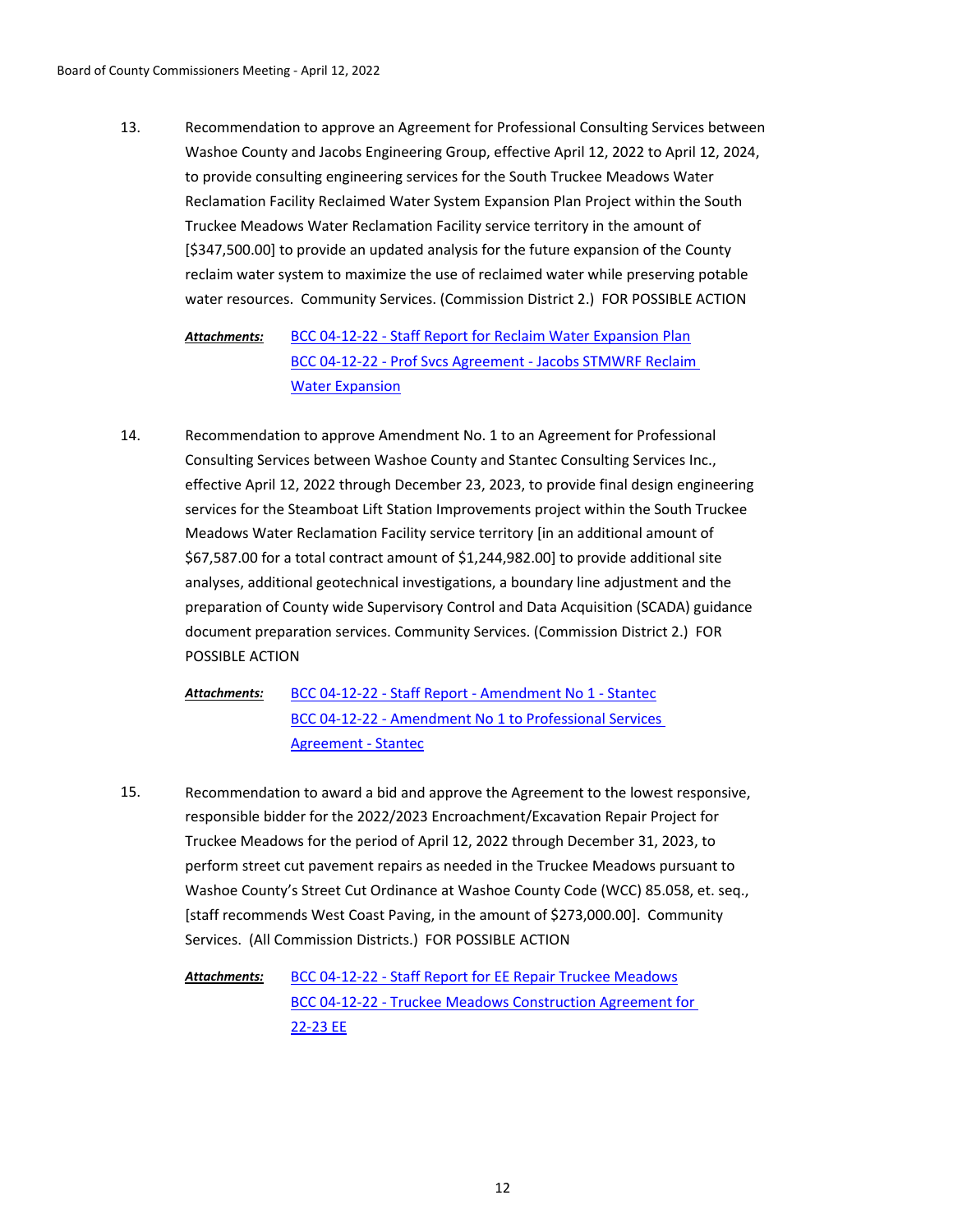13. Recommendation to approve an Agreement for Professional Consulting Services between Washoe County and Jacobs Engineering Group, effective April 12, 2022 to April 12, 2024, to provide consulting engineering services for the South Truckee Meadows Water Reclamation Facility Reclaimed Water System Expansion Plan Project within the South Truckee Meadows Water Reclamation Facility service territory in the amount of [$347,500.00] to provide an updated analysis for the future expansion of the County reclaim water system to maximize the use of reclaimed water while preserving potable water resources. Community Services. (Commission District 2.) FOR POSSIBLE ACTION

    ***Attachments:*** BCC 04-12-22 - Staff Report for Reclaim Water Expansion Plan
    BCC 04-12-22 - Prof Svcs Agreement - Jacobs STMWRF Reclaim Water Expansion

14. Recommendation to approve Amendment No. 1 to an Agreement for Professional Consulting Services between Washoe County and Stantec Consulting Services Inc., effective April 12, 2022 through December 23, 2023, to provide final design engineering services for the Steamboat Lift Station Improvements project within the South Truckee Meadows Water Reclamation Facility service territory [in an additional amount of $67,587.00 for a total contract amount of $1,244,982.00] to provide additional site analyses, additional geotechnical investigations, a boundary line adjustment and the preparation of County wide Supervisory Control and Data Acquisition (SCADA) guidance document preparation services. Community Services. (Commission District 2.) FOR POSSIBLE ACTION

    ***Attachments:*** BCC 04-12-22 - Staff Report - Amendment No 1 - Stantec
    BCC 04-12-22 - Amendment No 1 to Professional Services Agreement - Stantec

15. Recommendation to award a bid and approve the Agreement to the lowest responsive, responsible bidder for the 2022/2023 Encroachment/Excavation Repair Project for Truckee Meadows for the period of April 12, 2022 through December 31, 2023, to perform street cut pavement repairs as needed in the Truckee Meadows pursuant to Washoe County's Street Cut Ordinance at Washoe County Code (WCC) 85.058, et. seq., [staff recommends West Coast Paving, in the amount of $273,000.00]. Community Services. (All Commission Districts.) FOR POSSIBLE ACTION

    ***Attachments:*** BCC 04-12-22 - Staff Report for EE Repair Truckee Meadows
    BCC 04-12-22 - Truckee Meadows Construction Agreement for 22-23 EE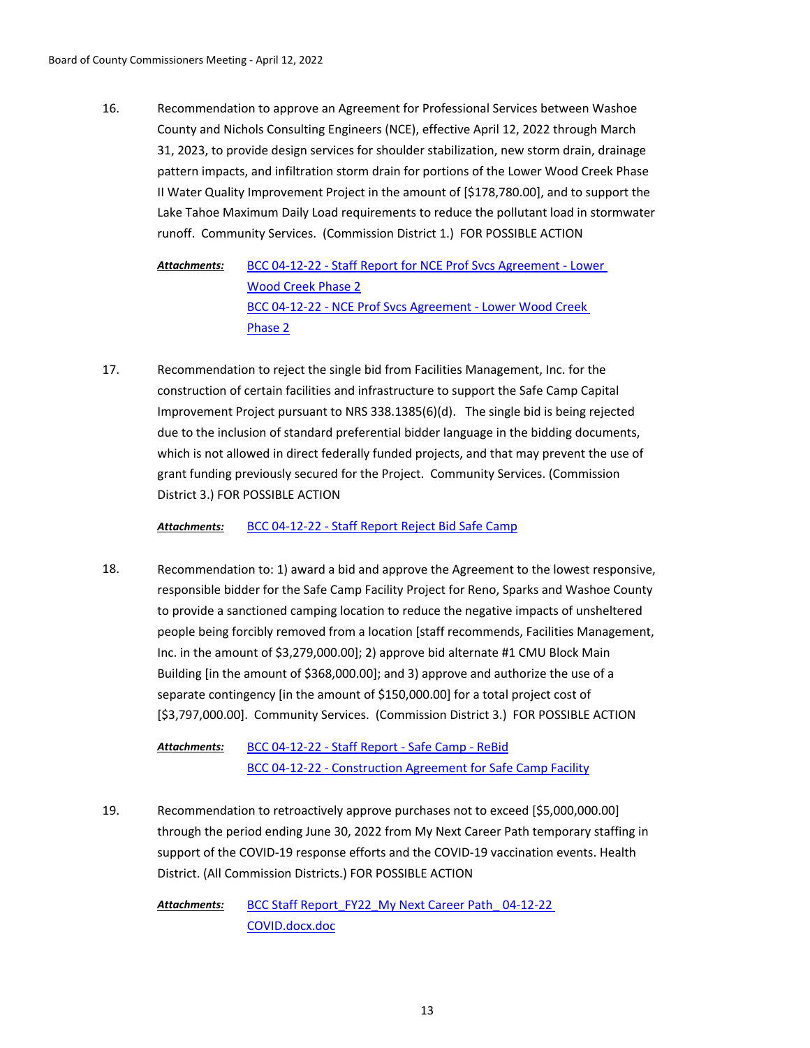16. Recommendation to approve an Agreement for Professional Services between Washoe County and Nichols Consulting Engineers (NCE), effective April 12, 2022 through March 31, 2023, to provide design services for shoulder stabilization, new storm drain, drainage pattern impacts, and infiltration storm drain for portions of the Lower Wood Creek Phase II Water Quality Improvement Project in the amount of [$178,780.00], and to support the Lake Tahoe Maximum Daily Load requirements to reduce the pollutant load in stormwater runoff. Community Services. (Commission District 1.) FOR POSSIBLE ACTION

***Attachments:*** BCC 04-12-22 - Staff Report for NCE Prof Svcs Agreement - Lower Wood Creek Phase 2
BCC 04-12-22 - NCE Prof Svcs Agreement - Lower Wood Creek Phase 2

17. Recommendation to reject the single bid from Facilities Management, Inc. for the construction of certain facilities and infrastructure to support the Safe Camp Capital Improvement Project pursuant to NRS 338.1385(6)(d). The single bid is being rejected due to the inclusion of standard preferential bidder language in the bidding documents, which is not allowed in direct federally funded projects, and that may prevent the use of grant funding previously secured for the Project. Community Services. (Commission District 3.) FOR POSSIBLE ACTION

***Attachments:*** BCC 04-12-22 - Staff Report Reject Bid Safe Camp

18. Recommendation to: 1) award a bid and approve the Agreement to the lowest responsive, responsible bidder for the Safe Camp Facility Project for Reno, Sparks and Washoe County to provide a sanctioned camping location to reduce the negative impacts of unsheltered people being forcibly removed from a location [staff recommends, Facilities Management, Inc. in the amount of $3,279,000.00]; 2) approve bid alternate #1 CMU Block Main Building [in the amount of $368,000.00]; and 3) approve and authorize the use of a separate contingency [in the amount of $150,000.00] for a total project cost of [$3,797,000.00]. Community Services. (Commission District 3.) FOR POSSIBLE ACTION

***Attachments:*** BCC 04-12-22 - Staff Report - Safe Camp - ReBid
BCC 04-12-22 - Construction Agreement for Safe Camp Facility

19. Recommendation to retroactively approve purchases not to exceed [$5,000,000.00] through the period ending June 30, 2022 from My Next Career Path temporary staffing in support of the COVID-19 response efforts and the COVID-19 vaccination events. Health District. (All Commission Districts.) FOR POSSIBLE ACTION

***Attachments:*** BCC Staff Report_FY22_My Next Career Path_ 04-12-22 COVID.docx.doc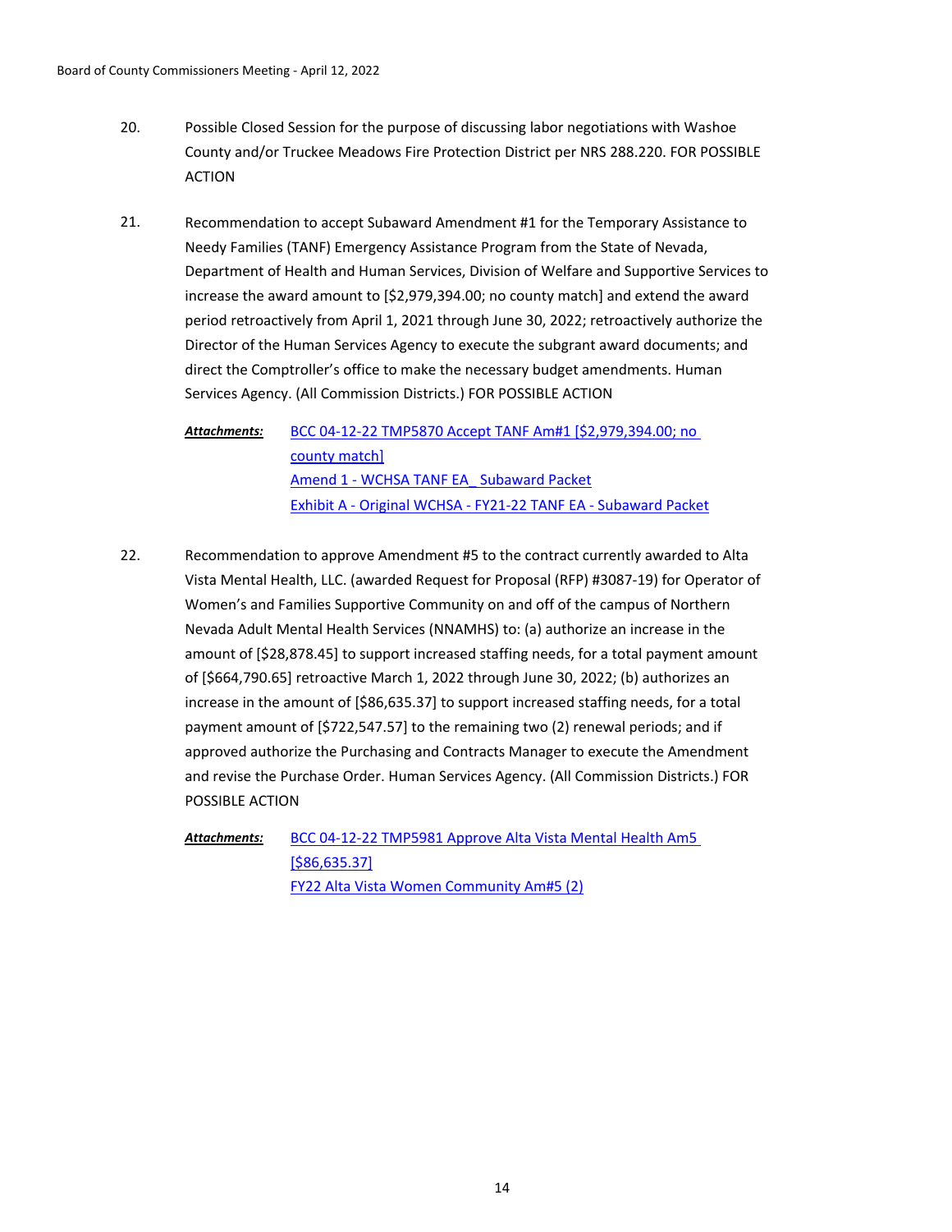20. Possible Closed Session for the purpose of discussing labor negotiations with Washoe County and/or Truckee Meadows Fire Protection District per NRS 288.220. FOR POSSIBLE ACTION

21. Recommendation to accept Subaward Amendment #1 for the Temporary Assistance to Needy Families (TANF) Emergency Assistance Program from the State of Nevada, Department of Health and Human Services, Division of Welfare and Supportive Services to increase the award amount to [$2,979,394.00; no county match] and extend the award period retroactively from April 1, 2021 through June 30, 2022; retroactively authorize the Director of the Human Services Agency to execute the subgrant award documents; and direct the Comptroller's office to make the necessary budget amendments. Human Services Agency. (All Commission Districts.) FOR POSSIBLE ACTION

    ***Attachments:*** BCC 04-12-22 TMP5870 Accept TANF Am#1 [$2,979,394.00; no county match]
    Amend 1 - WCHSA TANF EA_ Subaward Packet
    Exhibit A - Original WCHSA - FY21-22 TANF EA - Subaward Packet

22. Recommendation to approve Amendment #5 to the contract currently awarded to Alta Vista Mental Health, LLC. (awarded Request for Proposal (RFP) #3087-19) for Operator of Women's and Families Supportive Community on and off of the campus of Northern Nevada Adult Mental Health Services (NNAMHS) to: (a) authorize an increase in the amount of [$28,878.45] to support increased staffing needs, for a total payment amount of [$664,790.65] retroactive March 1, 2022 through June 30, 2022; (b) authorizes an increase in the amount of [$86,635.37] to support increased staffing needs, for a total payment amount of [$722,547.57] to the remaining two (2) renewal periods; and if approved authorize the Purchasing and Contracts Manager to execute the Amendment and revise the Purchase Order. Human Services Agency. (All Commission Districts.) FOR POSSIBLE ACTION

    ***Attachments:*** BCC 04-12-22 TMP5981 Approve Alta Vista Mental Health Am5 [$86,635.37]
    FY22 Alta Vista Women Community Am#5 (2)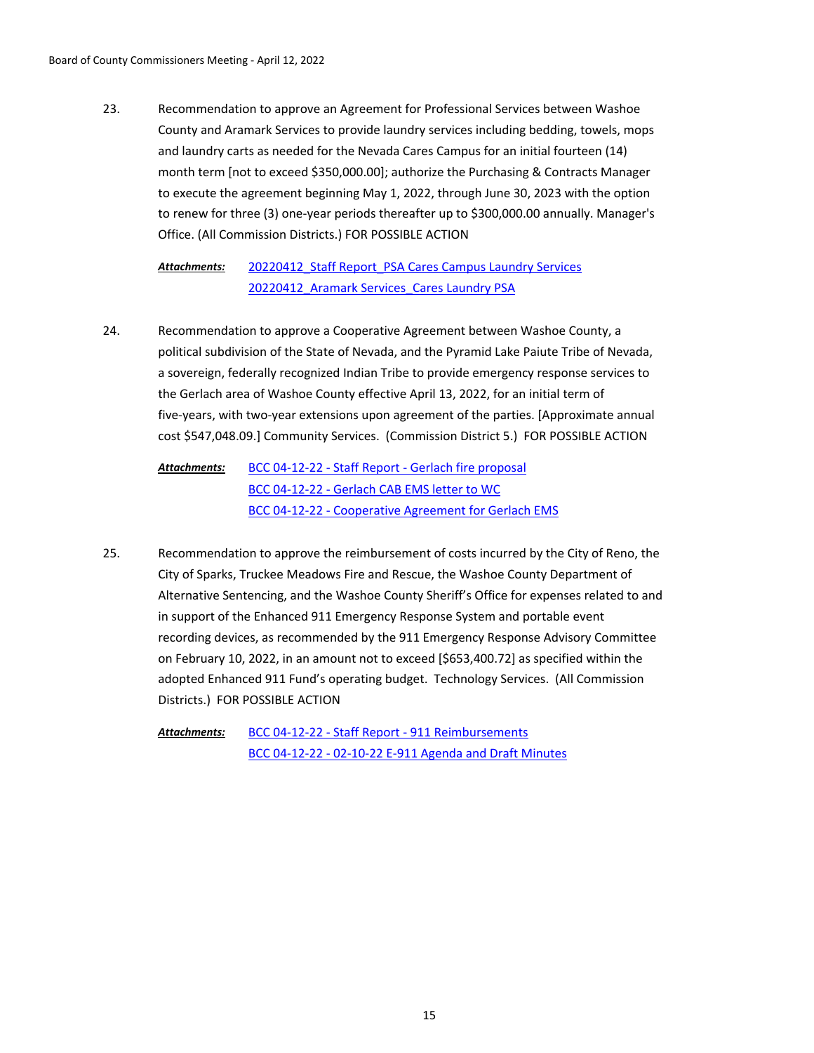23. Recommendation to approve an Agreement for Professional Services between Washoe County and Aramark Services to provide laundry services including bedding, towels, mops and laundry carts as needed for the Nevada Cares Campus for an initial fourteen (14) month term [not to exceed $350,000.00]; authorize the Purchasing & Contracts Manager to execute the agreement beginning May 1, 2022, through June 30, 2023 with the option to renew for three (3) one-year periods thereafter up to $300,000.00 annually. Manager's Office. (All Commission Districts.) FOR POSSIBLE ACTION

    ***Attachments:*** 20220412_Staff Report_PSA Cares Campus Laundry Services
    20220412_Aramark Services_Cares Laundry PSA

24. Recommendation to approve a Cooperative Agreement between Washoe County, a political subdivision of the State of Nevada, and the Pyramid Lake Paiute Tribe of Nevada, a sovereign, federally recognized Indian Tribe to provide emergency response services to the Gerlach area of Washoe County effective April 13, 2022, for an initial term of five-years, with two-year extensions upon agreement of the parties. [Approximate annual cost $547,048.09.] Community Services. (Commission District 5.) FOR POSSIBLE ACTION

    ***Attachments:*** BCC 04-12-22 - Staff Report - Gerlach fire proposal
    BCC 04-12-22 - Gerlach CAB EMS letter to WC
    BCC 04-12-22 - Cooperative Agreement for Gerlach EMS

25. Recommendation to approve the reimbursement of costs incurred by the City of Reno, the City of Sparks, Truckee Meadows Fire and Rescue, the Washoe County Department of Alternative Sentencing, and the Washoe County Sheriff's Office for expenses related to and in support of the Enhanced 911 Emergency Response System and portable event recording devices, as recommended by the 911 Emergency Response Advisory Committee on February 10, 2022, in an amount not to exceed [$653,400.72] as specified within the adopted Enhanced 911 Fund's operating budget. Technology Services. (All Commission Districts.) FOR POSSIBLE ACTION

    ***Attachments:*** BCC 04-12-22 - Staff Report - 911 Reimbursements
    BCC 04-12-22 - 02-10-22 E-911 Agenda and Draft Minutes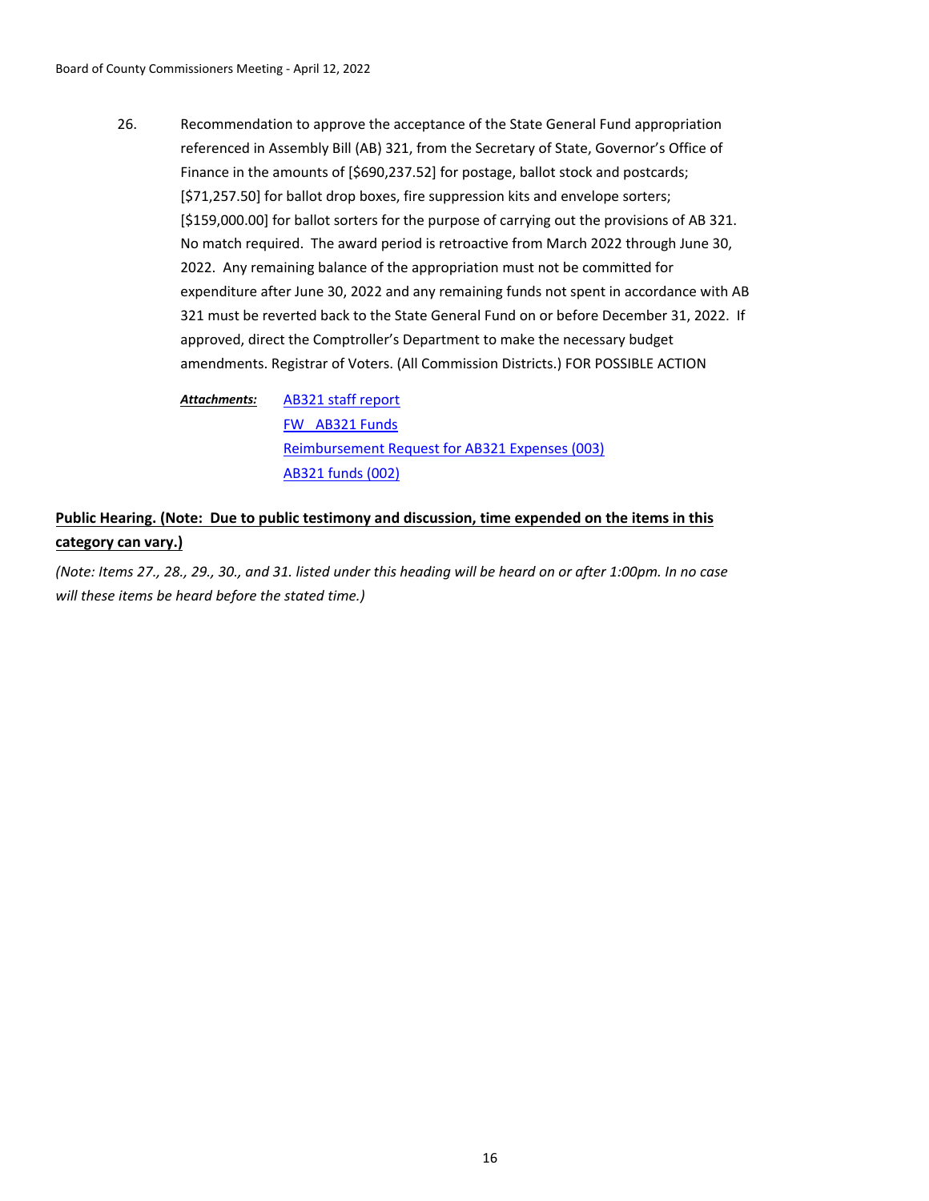26. Recommendation to approve the acceptance of the State General Fund appropriation referenced in Assembly Bill (AB) 321, from the Secretary of State, Governor's Office of Finance in the amounts of [$690,237.52] for postage, ballot stock and postcards; [$71,257.50] for ballot drop boxes, fire suppression kits and envelope sorters; [$159,000.00] for ballot sorters for the purpose of carrying out the provisions of AB 321. No match required. The award period is retroactive from March 2022 through June 30, 2022. Any remaining balance of the appropriation must not be committed for expenditure after June 30, 2022 and any remaining funds not spent in accordance with AB 321 must be reverted back to the State General Fund on or before December 31, 2022. If approved, direct the Comptroller's Department to make the necessary budget amendments. Registrar of Voters. (All Commission Districts.) FOR POSSIBLE ACTION

***Attachments:*** AB321 staff report
FW AB321 Funds
Reimbursement Request for AB321 Expenses (003)
AB321 funds (002)

**Public Hearing. (Note: Due to public testimony and discussion, time expended on the items in this category can vary.)**

*(Note: Items 27., 28., 29., 30., and 31. listed under this heading will be heard on or after 1:00pm. In no case will these items be heard before the stated time.)*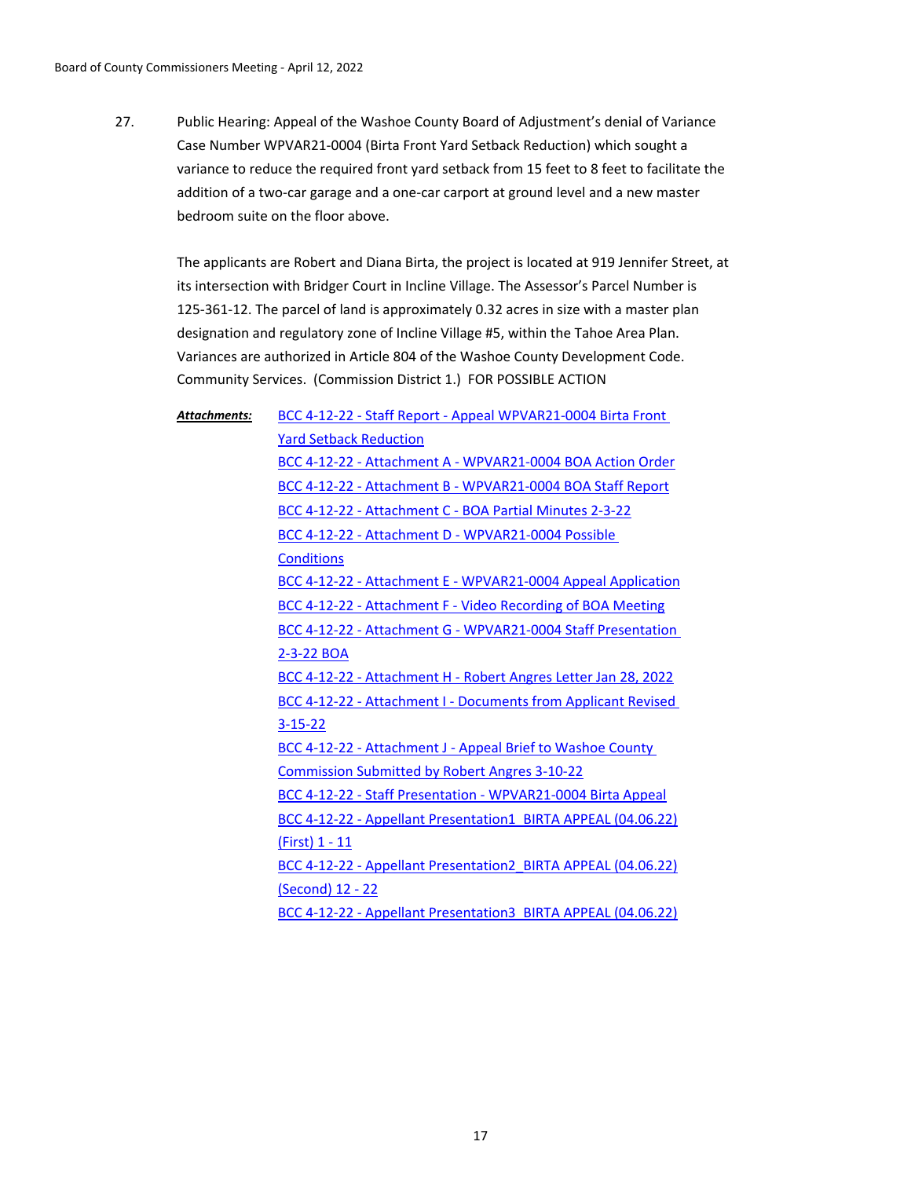27. Public Hearing: Appeal of the Washoe County Board of Adjustment's denial of Variance Case Number WPVAR21-0004 (Birta Front Yard Setback Reduction) which sought a variance to reduce the required front yard setback from 15 feet to 8 feet to facilitate the addition of a two-car garage and a one-car carport at ground level and a new master bedroom suite on the floor above.

    The applicants are Robert and Diana Birta, the project is located at 919 Jennifer Street, at its intersection with Bridger Court in Incline Village. The Assessor's Parcel Number is 125-361-12. The parcel of land is approximately 0.32 acres in size with a master plan designation and regulatory zone of Incline Village #5, within the Tahoe Area Plan. Variances are authorized in Article 804 of the Washoe County Development Code. Community Services. (Commission District 1.) FOR POSSIBLE ACTION

***Attachments:***
- BCC 4-12-22 - Staff Report - Appeal WPVAR21-0004 Birta Front Yard Setback Reduction
- BCC 4-12-22 - Attachment A - WPVAR21-0004 BOA Action Order
- BCC 4-12-22 - Attachment B - WPVAR21-0004 BOA Staff Report
- BCC 4-12-22 - Attachment C - BOA Partial Minutes 2-3-22
- BCC 4-12-22 - Attachment D - WPVAR21-0004 Possible Conditions
- BCC 4-12-22 - Attachment E - WPVAR21-0004 Appeal Application
- BCC 4-12-22 - Attachment F - Video Recording of BOA Meeting
- BCC 4-12-22 - Attachment G - WPVAR21-0004 Staff Presentation 2-3-22 BOA
- BCC 4-12-22 - Attachment H - Robert Angres Letter Jan 28, 2022
- BCC 4-12-22 - Attachment I - Documents from Applicant Revised 3-15-22
- BCC 4-12-22 - Attachment J - Appeal Brief to Washoe County Commission Submitted by Robert Angres 3-10-22
- BCC 4-12-22 - Staff Presentation - WPVAR21-0004 Birta Appeal
- BCC 4-12-22 - Appellant Presentation1 BIRTA APPEAL (04.06.22) (First) 1 - 11
- BCC 4-12-22 - Appellant Presentation2_BIRTA APPEAL (04.06.22) (Second) 12 - 22
- BCC 4-12-22 - Appellant Presentation3 BIRTA APPEAL (04.06.22)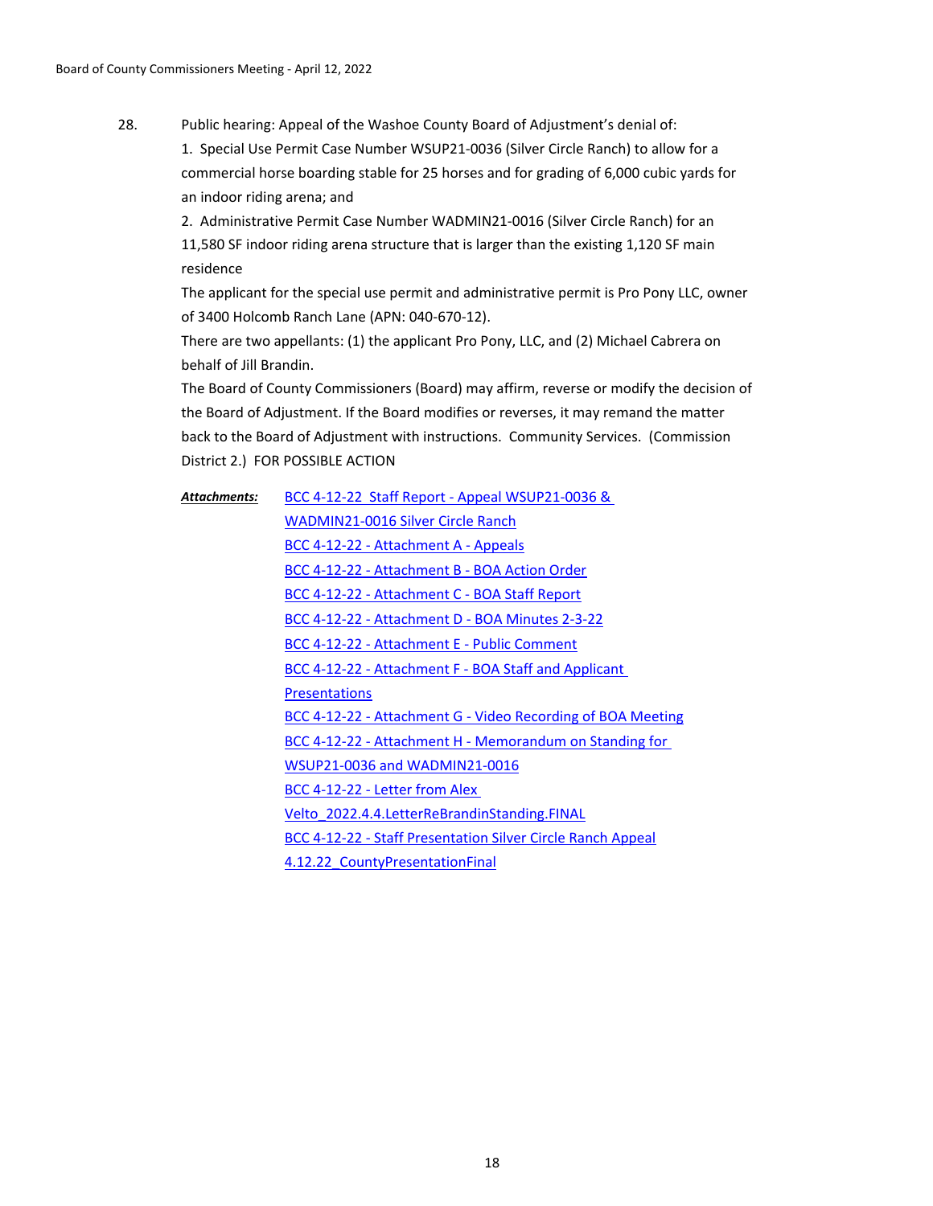28. Public hearing: Appeal of the Washoe County Board of Adjustment's denial of:

1. Special Use Permit Case Number WSUP21-0036 (Silver Circle Ranch) to allow for a commercial horse boarding stable for 25 horses and for grading of 6,000 cubic yards for an indoor riding arena; and
2. Administrative Permit Case Number WADMIN21-0016 (Silver Circle Ranch) for an 11,580 SF indoor riding arena structure that is larger than the existing 1,120 SF main residence

The applicant for the special use permit and administrative permit is Pro Pony LLC, owner of 3400 Holcomb Ranch Lane (APN: 040-670-12).

There are two appellants: (1) the applicant Pro Pony, LLC, and (2) Michael Cabrera on behalf of Jill Brandin.

The Board of County Commissioners (Board) may affirm, reverse or modify the decision of the Board of Adjustment. If the Board modifies or reverses, it may remand the matter back to the Board of Adjustment with instructions. Community Services. (Commission District 2.) FOR POSSIBLE ACTION

***Attachments:***

- BCC 4-12-22 Staff Report - Appeal WSUP21-0036 & WADMIN21-0016 Silver Circle Ranch
- BCC 4-12-22 - Attachment A - Appeals
- BCC 4-12-22 - Attachment B - BOA Action Order
- BCC 4-12-22 - Attachment C - BOA Staff Report
- BCC 4-12-22 - Attachment D - BOA Minutes 2-3-22
- BCC 4-12-22 - Attachment E - Public Comment
- BCC 4-12-22 - Attachment F - BOA Staff and Applicant Presentations
- BCC 4-12-22 - Attachment G - Video Recording of BOA Meeting
- BCC 4-12-22 - Attachment H - Memorandum on Standing for WSUP21-0036 and WADMIN21-0016
- BCC 4-12-22 - Letter from Alex Velto_2022.4.4.LetterReBrandinStanding.FINAL
- BCC 4-12-22 - Staff Presentation Silver Circle Ranch Appeal
- 4.12.22_CountyPresentationFinal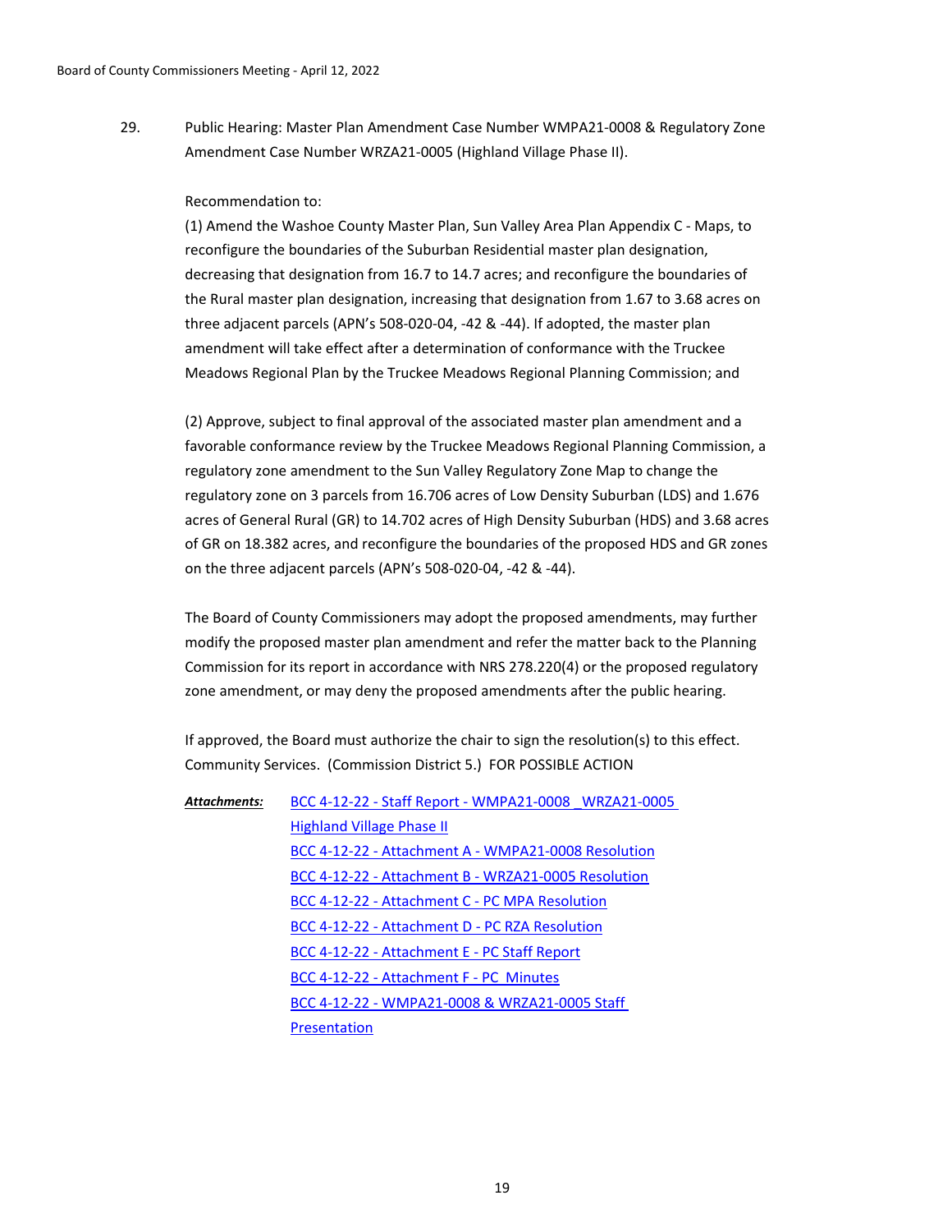29. Public Hearing: Master Plan Amendment Case Number WMPA21-0008 & Regulatory Zone Amendment Case Number WRZA21-0005 (Highland Village Phase II).

Recommendation to:
(1) Amend the Washoe County Master Plan, Sun Valley Area Plan Appendix C - Maps, to reconfigure the boundaries of the Suburban Residential master plan designation, decreasing that designation from 16.7 to 14.7 acres; and reconfigure the boundaries of the Rural master plan designation, increasing that designation from 1.67 to 3.68 acres on three adjacent parcels (APN's 508-020-04, -42 & -44). If adopted, the master plan amendment will take effect after a determination of conformance with the Truckee Meadows Regional Plan by the Truckee Meadows Regional Planning Commission; and

(2) Approve, subject to final approval of the associated master plan amendment and a favorable conformance review by the Truckee Meadows Regional Planning Commission, a regulatory zone amendment to the Sun Valley Regulatory Zone Map to change the regulatory zone on 3 parcels from 16.706 acres of Low Density Suburban (LDS) and 1.676 acres of General Rural (GR) to 14.702 acres of High Density Suburban (HDS) and 3.68 acres of GR on 18.382 acres, and reconfigure the boundaries of the proposed HDS and GR zones on the three adjacent parcels (APN's 508-020-04, -42 & -44).

The Board of County Commissioners may adopt the proposed amendments, may further modify the proposed master plan amendment and refer the matter back to the Planning Commission for its report in accordance with NRS 278.220(4) or the proposed regulatory zone amendment, or may deny the proposed amendments after the public hearing.

If approved, the Board must authorize the chair to sign the resolution(s) to this effect. Community Services. (Commission District 5.) FOR POSSIBLE ACTION

***Attachments:***
BCC 4-12-22 - Staff Report - WMPA21-0008 _WRZA21-0005 Highland Village Phase II
BCC 4-12-22 - Attachment A - WMPA21-0008 Resolution
BCC 4-12-22 - Attachment B - WRZA21-0005 Resolution
BCC 4-12-22 - Attachment C - PC MPA Resolution
BCC 4-12-22 - Attachment D - PC RZA Resolution
BCC 4-12-22 - Attachment E - PC Staff Report
BCC 4-12-22 - Attachment F - PC Minutes
BCC 4-12-22 - WMPA21-0008 & WRZA21-0005 Staff Presentation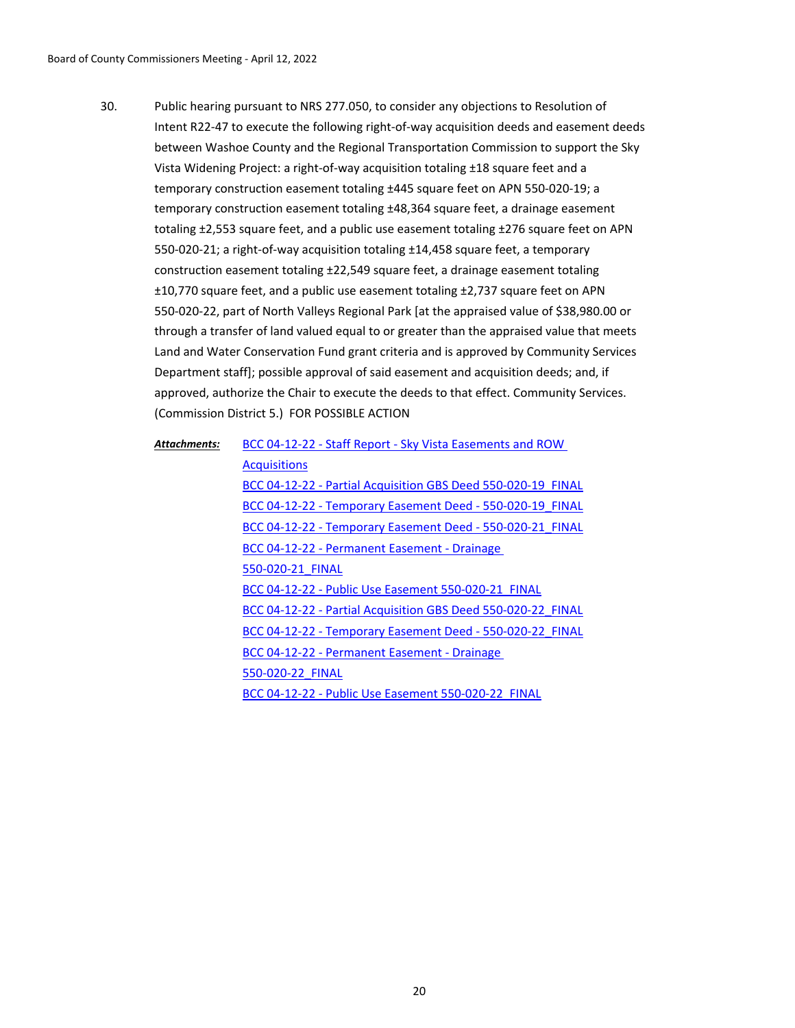30. Public hearing pursuant to NRS 277.050, to consider any objections to Resolution of Intent R22-47 to execute the following right-of-way acquisition deeds and easement deeds between Washoe County and the Regional Transportation Commission to support the Sky Vista Widening Project: a right-of-way acquisition totaling ±18 square feet and a temporary construction easement totaling ±445 square feet on APN 550-020-19; a temporary construction easement totaling ±48,364 square feet, a drainage easement totaling ±2,553 square feet, and a public use easement totaling ±276 square feet on APN 550-020-21; a right-of-way acquisition totaling ±14,458 square feet, a temporary construction easement totaling ±22,549 square feet, a drainage easement totaling ±10,770 square feet, and a public use easement totaling ±2,737 square feet on APN 550-020-22, part of North Valleys Regional Park [at the appraised value of $38,980.00 or through a transfer of land valued equal to or greater than the appraised value that meets Land and Water Conservation Fund grant criteria and is approved by Community Services Department staff]; possible approval of said easement and acquisition deeds; and, if approved, authorize the Chair to execute the deeds to that effect. Community Services. (Commission District 5.) FOR POSSIBLE ACTION

***Attachments:***
- BCC 04-12-22 - Staff Report - Sky Vista Easements and ROW Acquisitions
- BCC 04-12-22 - Partial Acquisition GBS Deed 550-020-19_FINAL
- BCC 04-12-22 - Temporary Easement Deed - 550-020-19_FINAL
- BCC 04-12-22 - Temporary Easement Deed - 550-020-21_FINAL
- BCC 04-12-22 - Permanent Easement - Drainage 550-020-21_FINAL
- BCC 04-12-22 - Public Use Easement 550-020-21_FINAL
- BCC 04-12-22 - Partial Acquisition GBS Deed 550-020-22_FINAL
- BCC 04-12-22 - Temporary Easement Deed - 550-020-22_FINAL
- BCC 04-12-22 - Permanent Easement - Drainage 550-020-22_FINAL
- BCC 04-12-22 - Public Use Easement 550-020-22_FINAL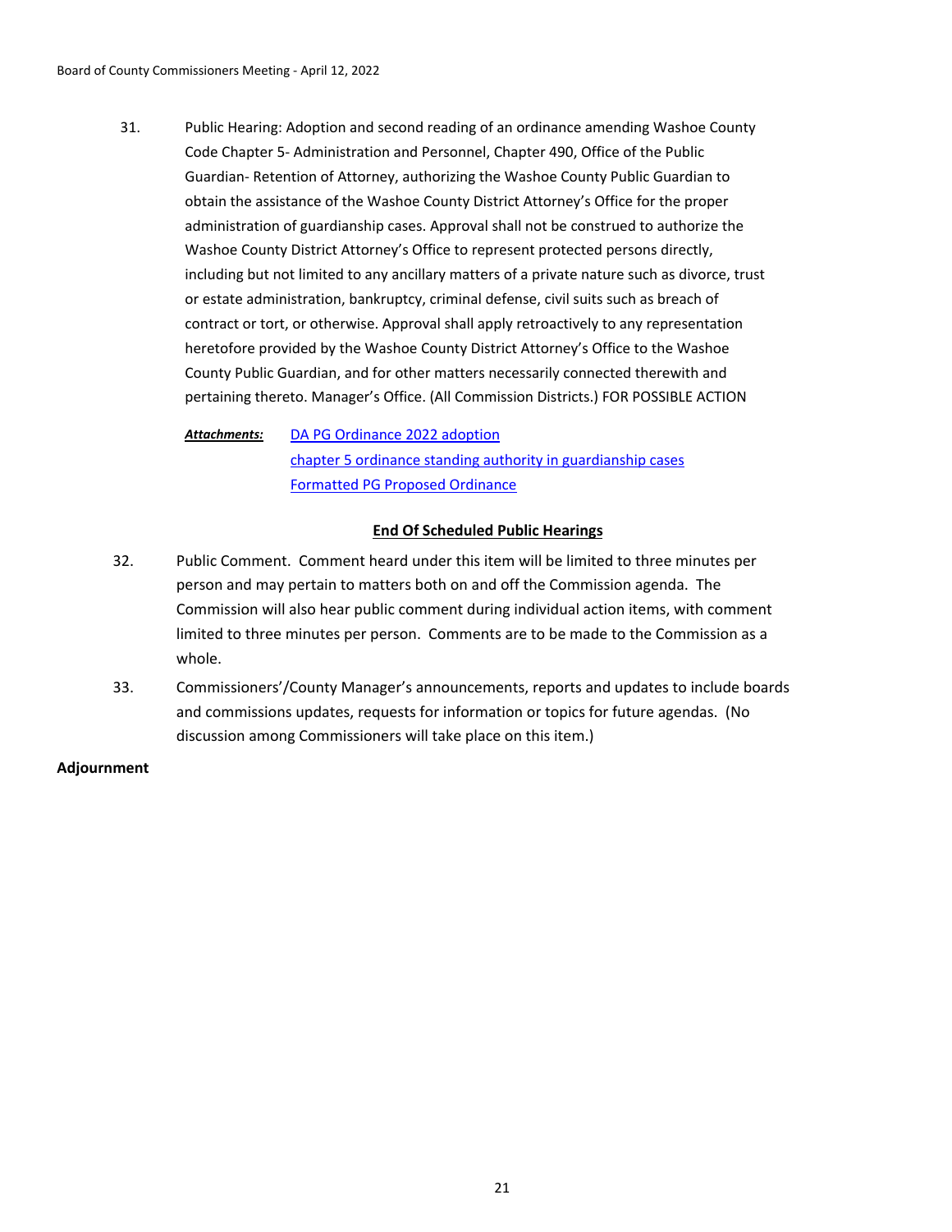31. Public Hearing: Adoption and second reading of an ordinance amending Washoe County Code Chapter 5- Administration and Personnel, Chapter 490, Office of the Public Guardian- Retention of Attorney, authorizing the Washoe County Public Guardian to obtain the assistance of the Washoe County District Attorney's Office for the proper administration of guardianship cases. Approval shall not be construed to authorize the Washoe County District Attorney's Office to represent protected persons directly, including but not limited to any ancillary matters of a private nature such as divorce, trust or estate administration, bankruptcy, criminal defense, civil suits such as breach of contract or tort, or otherwise. Approval shall apply retroactively to any representation heretofore provided by the Washoe County District Attorney's Office to the Washoe County Public Guardian, and for other matters necessarily connected therewith and pertaining thereto. Manager's Office. (All Commission Districts.) FOR POSSIBLE ACTION

    ***Attachments:*** DA PG Ordinance 2022 adoption
    chapter 5 ordinance standing authority in guardianship cases
    Formatted PG Proposed Ordinance

**End Of Scheduled Public Hearings**

32. Public Comment. Comment heard under this item will be limited to three minutes per person and may pertain to matters both on and off the Commission agenda. The Commission will also hear public comment during individual action items, with comment limited to three minutes per person. Comments are to be made to the Commission as a whole.

33. Commissioners'/County Manager's announcements, reports and updates to include boards and commissions updates, requests for information or topics for future agendas. (No discussion among Commissioners will take place on this item.)

**Adjournment**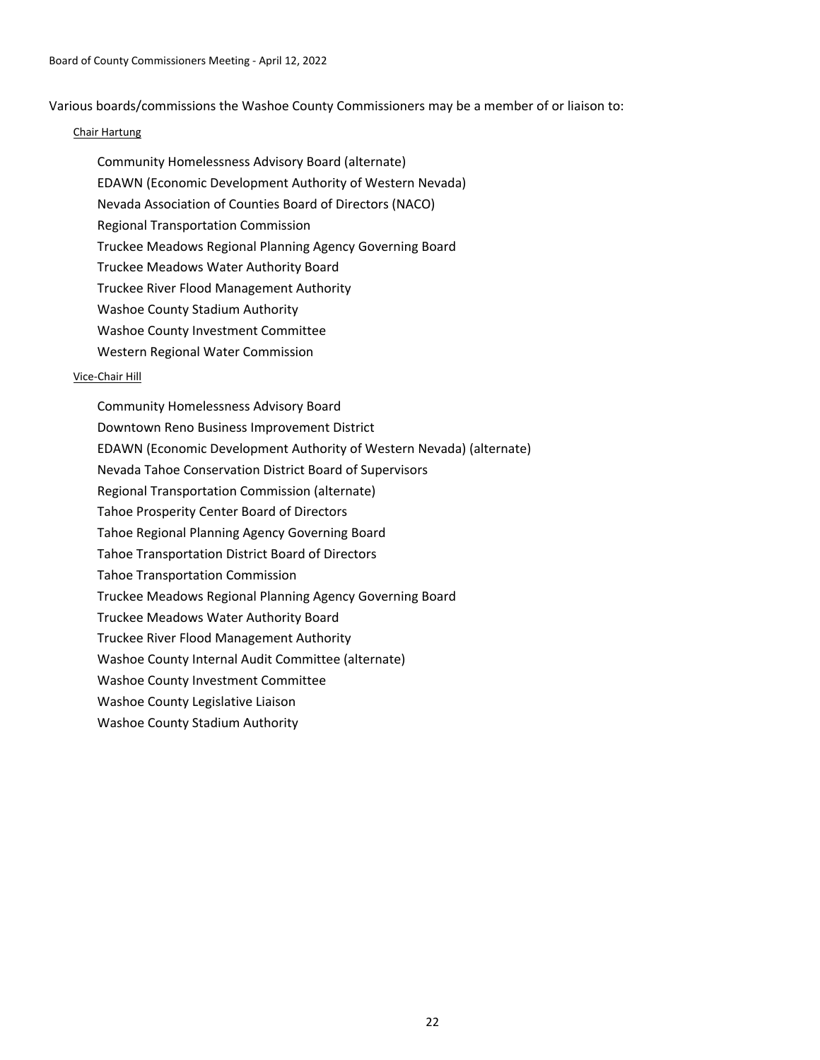Various boards/commissions the Washoe County Commissioners may be a member of or liaison to:

Chair Hartung

- Community Homelessness Advisory Board (alternate)
- EDAWN (Economic Development Authority of Western Nevada)
- Nevada Association of Counties Board of Directors (NACO)
- Regional Transportation Commission
- Truckee Meadows Regional Planning Agency Governing Board
- Truckee Meadows Water Authority Board
- Truckee River Flood Management Authority
- Washoe County Stadium Authority
- Washoe County Investment Committee
- Western Regional Water Commission

Vice-Chair Hill

- Community Homelessness Advisory Board
- Downtown Reno Business Improvement District
- EDAWN (Economic Development Authority of Western Nevada) (alternate)
- Nevada Tahoe Conservation District Board of Supervisors
- Regional Transportation Commission (alternate)
- Tahoe Prosperity Center Board of Directors
- Tahoe Regional Planning Agency Governing Board
- Tahoe Transportation District Board of Directors
- Tahoe Transportation Commission
- Truckee Meadows Regional Planning Agency Governing Board
- Truckee Meadows Water Authority Board
- Truckee River Flood Management Authority
- Washoe County Internal Audit Committee (alternate)
- Washoe County Investment Committee
- Washoe County Legislative Liaison
- Washoe County Stadium Authority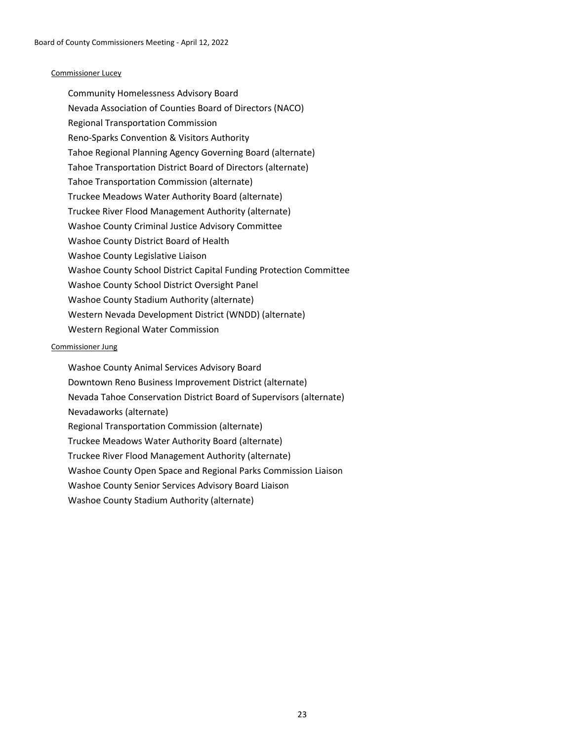Commissioner Lucey

- Community Homelessness Advisory Board
- Nevada Association of Counties Board of Directors (NACO)
- Regional Transportation Commission
- Reno-Sparks Convention & Visitors Authority
- Tahoe Regional Planning Agency Governing Board (alternate)
- Tahoe Transportation District Board of Directors (alternate)
- Tahoe Transportation Commission (alternate)
- Truckee Meadows Water Authority Board (alternate)
- Truckee River Flood Management Authority (alternate)
- Washoe County Criminal Justice Advisory Committee
- Washoe County District Board of Health
- Washoe County Legislative Liaison
- Washoe County School District Capital Funding Protection Committee
- Washoe County School District Oversight Panel
- Washoe County Stadium Authority (alternate)
- Western Nevada Development District (WNDD) (alternate)
- Western Regional Water Commission

Commissioner Jung

- Washoe County Animal Services Advisory Board
- Downtown Reno Business Improvement District (alternate)
- Nevada Tahoe Conservation District Board of Supervisors (alternate)
- Nevadaworks (alternate)
- Regional Transportation Commission (alternate)
- Truckee Meadows Water Authority Board (alternate)
- Truckee River Flood Management Authority (alternate)
- Washoe County Open Space and Regional Parks Commission Liaison
- Washoe County Senior Services Advisory Board Liaison
- Washoe County Stadium Authority (alternate)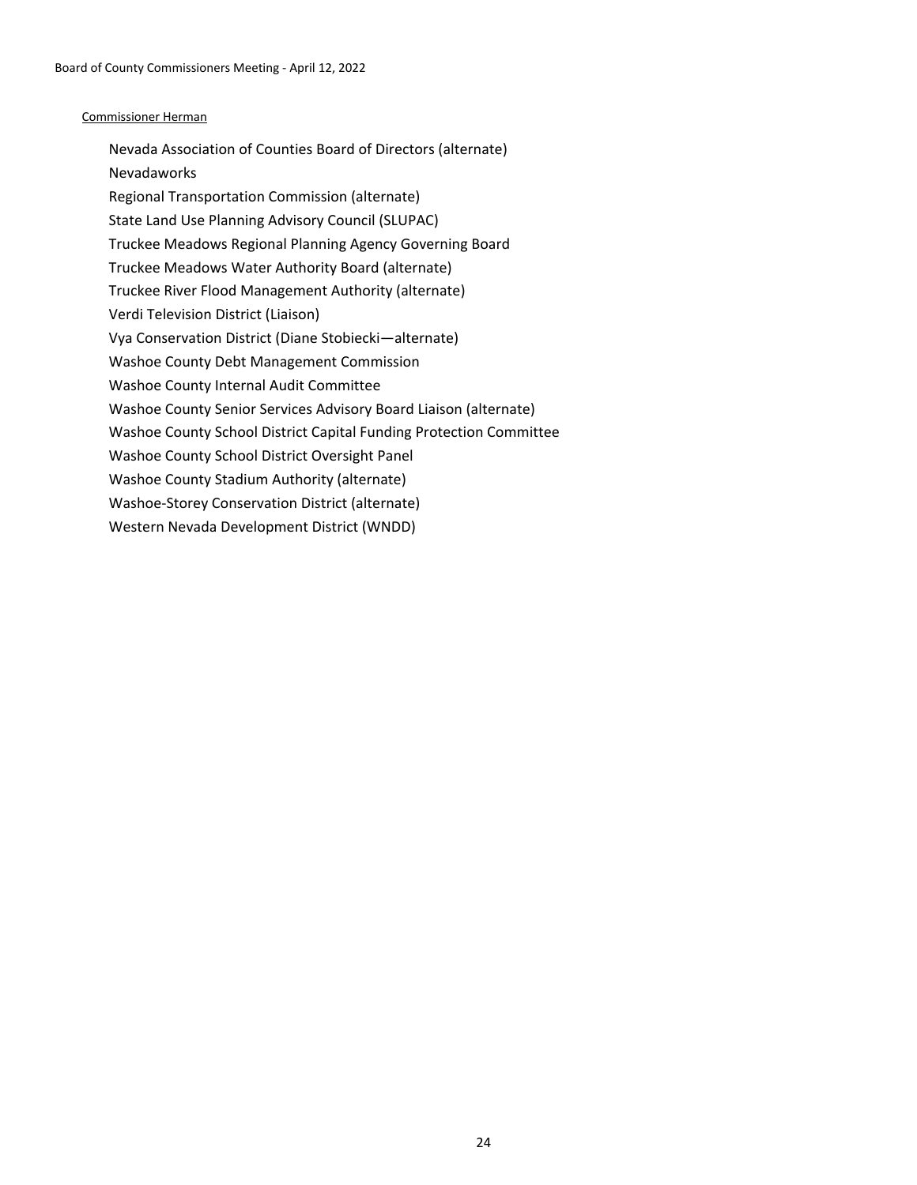Commissioner Herman

Nevada Association of Counties Board of Directors (alternate)
Nevadaworks
Regional Transportation Commission (alternate)
State Land Use Planning Advisory Council (SLUPAC)
Truckee Meadows Regional Planning Agency Governing Board
Truckee Meadows Water Authority Board (alternate)
Truckee River Flood Management Authority (alternate)
Verdi Television District (Liaison)
Vya Conservation District (Diane Stobiecki—alternate)
Washoe County Debt Management Commission
Washoe County Internal Audit Committee
Washoe County Senior Services Advisory Board Liaison (alternate)
Washoe County School District Capital Funding Protection Committee
Washoe County School District Oversight Panel
Washoe County Stadium Authority (alternate)
Washoe-Storey Conservation District (alternate)
Western Nevada Development District (WNDD)